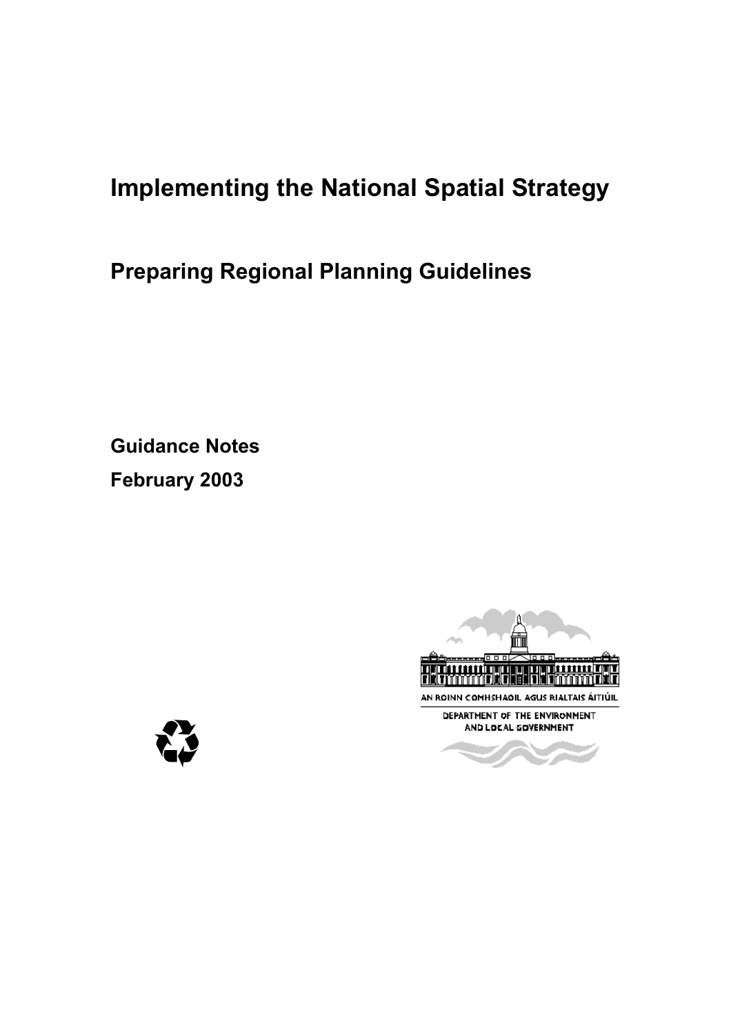# Implementing the National Spatial Strategy

## Preparing Regional Planning Guidelines

**Guidance Notes**

**February 2003**

AN ROINN COMHSHAOIL AGUS RIALTAIS ÁITIÚIL

DEPARTMENT OF THE ENVIRONMENT AND LOCAL GOVERNMENT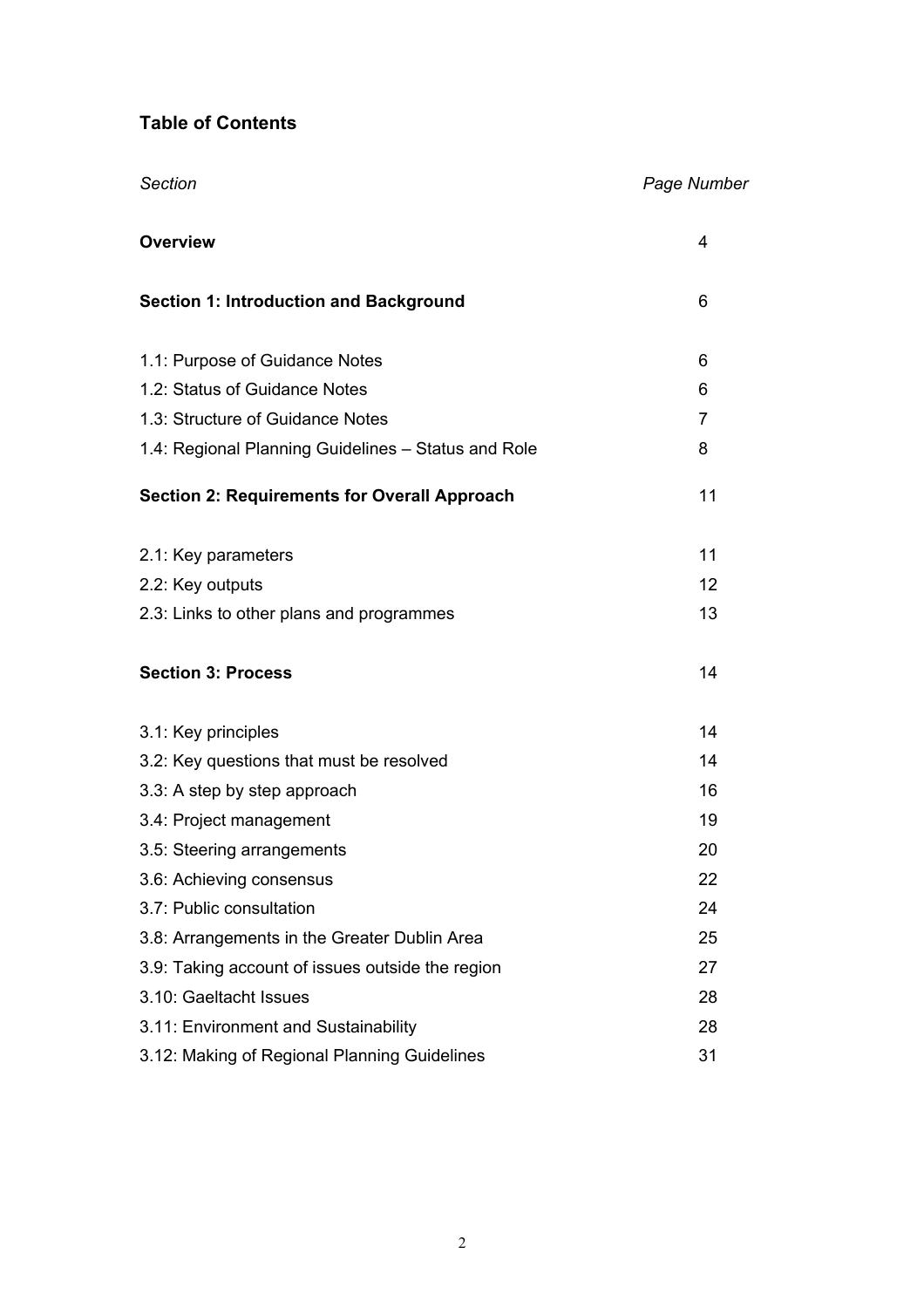## Table of Contents

| *Section* | *Page Number* |
|---|---|
| **Overview** | 4 |
| **Section 1: Introduction and Background** | 6 |
| 1.1: Purpose of Guidance Notes | 6 |
| 1.2: Status of Guidance Notes | 6 |
| 1.3: Structure of Guidance Notes | 7 |
| 1.4: Regional Planning Guidelines – Status and Role | 8 |
| **Section 2: Requirements for Overall Approach** | 11 |
| 2.1: Key parameters | 11 |
| 2.2: Key outputs | 12 |
| 2.3: Links to other plans and programmes | 13 |
| **Section 3: Process** | 14 |
| 3.1: Key principles | 14 |
| 3.2: Key questions that must be resolved | 14 |
| 3.3: A step by step approach | 16 |
| 3.4: Project management | 19 |
| 3.5: Steering arrangements | 20 |
| 3.6: Achieving consensus | 22 |
| 3.7: Public consultation | 24 |
| 3.8: Arrangements in the Greater Dublin Area | 25 |
| 3.9: Taking account of issues outside the region | 27 |
| 3.10: Gaeltacht Issues | 28 |
| 3.11: Environment and Sustainability | 28 |
| 3.12: Making of Regional Planning Guidelines | 31 |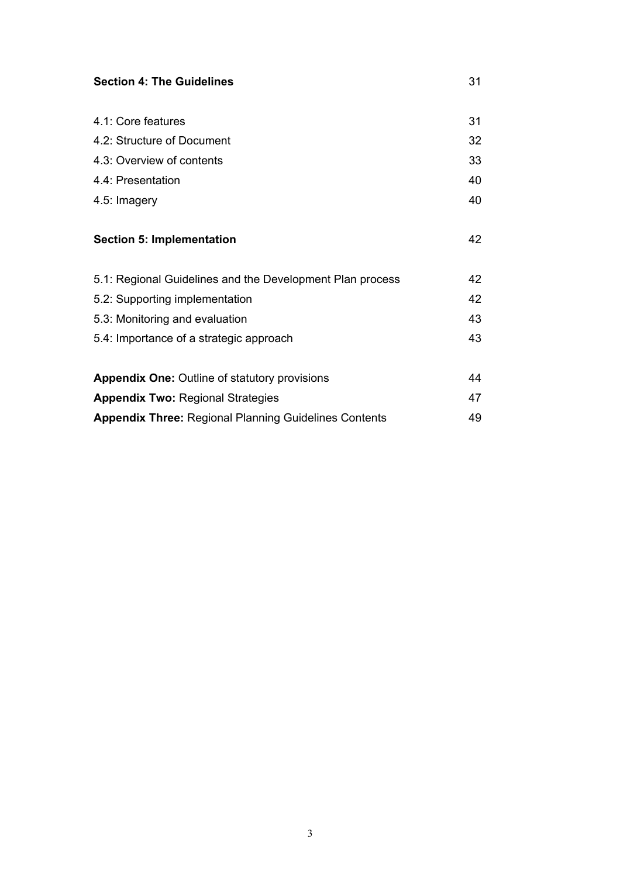| | |
|---|---|
| **Section 4: The Guidelines** | 31 |
| 4.1: Core features | 31 |
| 4.2: Structure of Document | 32 |
| 4.3: Overview of contents | 33 |
| 4.4: Presentation | 40 |
| 4.5: Imagery | 40 |
| **Section 5: Implementation** | 42 |
| 5.1: Regional Guidelines and the Development Plan process | 42 |
| 5.2: Supporting implementation | 42 |
| 5.3: Monitoring and evaluation | 43 |
| 5.4: Importance of a strategic approach | 43 |
| **Appendix One:** Outline of statutory provisions | 44 |
| **Appendix Two:** Regional Strategies | 47 |
| **Appendix Three:** Regional Planning Guidelines Contents | 49 |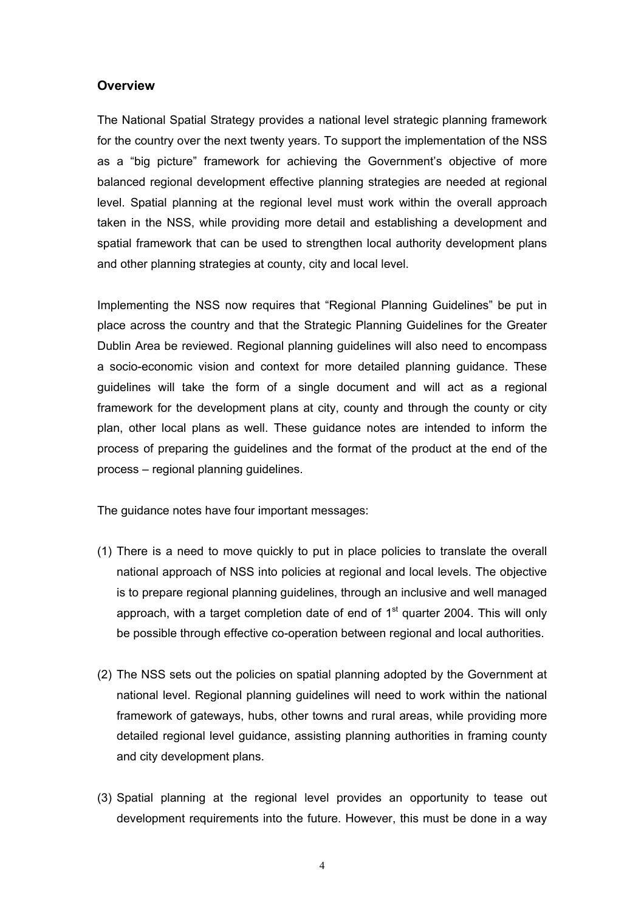## Overview

The National Spatial Strategy provides a national level strategic planning framework for the country over the next twenty years. To support the implementation of the NSS as a "big picture" framework for achieving the Government's objective of more balanced regional development effective planning strategies are needed at regional level. Spatial planning at the regional level must work within the overall approach taken in the NSS, while providing more detail and establishing a development and spatial framework that can be used to strengthen local authority development plans and other planning strategies at county, city and local level.

Implementing the NSS now requires that "Regional Planning Guidelines" be put in place across the country and that the Strategic Planning Guidelines for the Greater Dublin Area be reviewed. Regional planning guidelines will also need to encompass a socio-economic vision and context for more detailed planning guidance. These guidelines will take the form of a single document and will act as a regional framework for the development plans at city, county and through the county or city plan, other local plans as well. These guidance notes are intended to inform the process of preparing the guidelines and the format of the product at the end of the process – regional planning guidelines.

The guidance notes have four important messages:

(1) There is a need to move quickly to put in place policies to translate the overall national approach of NSS into policies at regional and local levels. The objective is to prepare regional planning guidelines, through an inclusive and well managed approach, with a target completion date of end of 1st quarter 2004. This will only be possible through effective co-operation between regional and local authorities.

(2) The NSS sets out the policies on spatial planning adopted by the Government at national level. Regional planning guidelines will need to work within the national framework of gateways, hubs, other towns and rural areas, while providing more detailed regional level guidance, assisting planning authorities in framing county and city development plans.

(3) Spatial planning at the regional level provides an opportunity to tease out development requirements into the future. However, this must be done in a way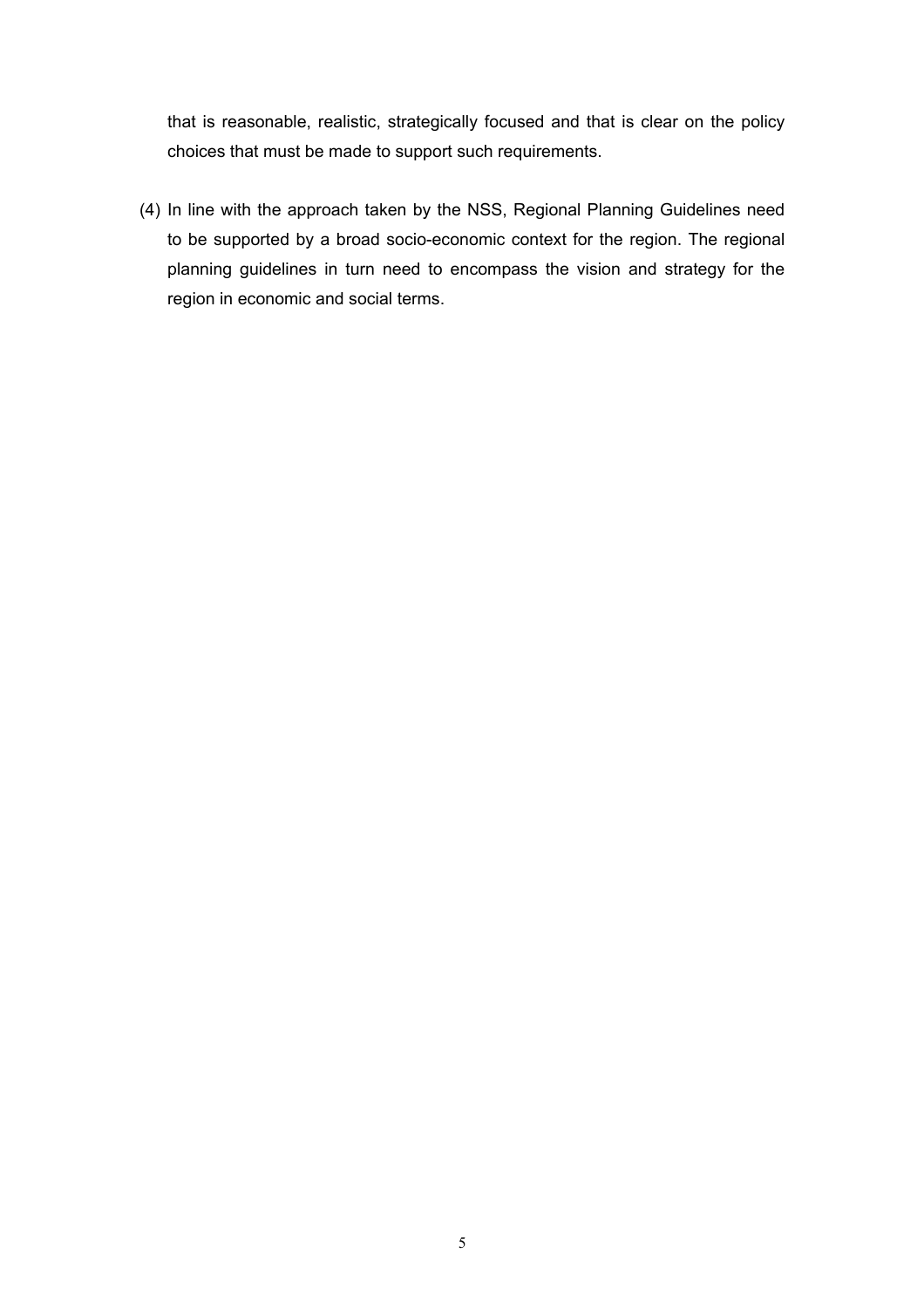that is reasonable, realistic, strategically focused and that is clear on the policy choices that must be made to support such requirements.

(4) In line with the approach taken by the NSS, Regional Planning Guidelines need to be supported by a broad socio-economic context for the region. The regional planning guidelines in turn need to encompass the vision and strategy for the region in economic and social terms.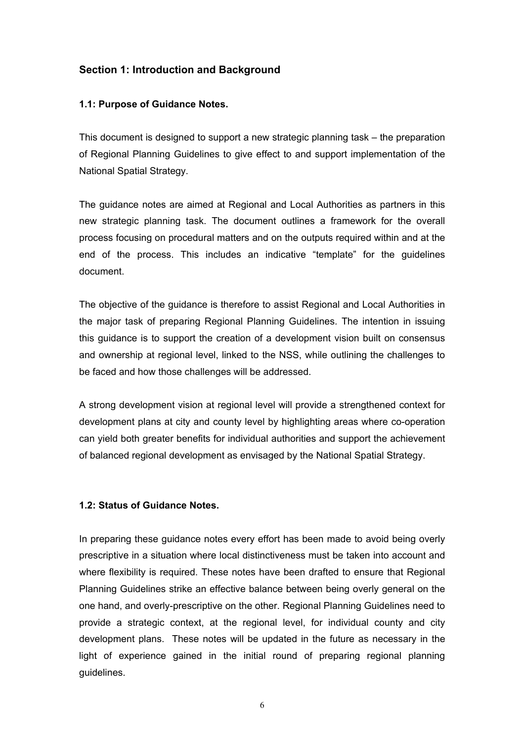## Section 1: Introduction and Background

### 1.1: Purpose of Guidance Notes.

This document is designed to support a new strategic planning task – the preparation of Regional Planning Guidelines to give effect to and support implementation of the National Spatial Strategy.

The guidance notes are aimed at Regional and Local Authorities as partners in this new strategic planning task. The document outlines a framework for the overall process focusing on procedural matters and on the outputs required within and at the end of the process. This includes an indicative "template" for the guidelines document.

The objective of the guidance is therefore to assist Regional and Local Authorities in the major task of preparing Regional Planning Guidelines. The intention in issuing this guidance is to support the creation of a development vision built on consensus and ownership at regional level, linked to the NSS, while outlining the challenges to be faced and how those challenges will be addressed.

A strong development vision at regional level will provide a strengthened context for development plans at city and county level by highlighting areas where co-operation can yield both greater benefits for individual authorities and support the achievement of balanced regional development as envisaged by the National Spatial Strategy.

### 1.2: Status of Guidance Notes.

In preparing these guidance notes every effort has been made to avoid being overly prescriptive in a situation where local distinctiveness must be taken into account and where flexibility is required. These notes have been drafted to ensure that Regional Planning Guidelines strike an effective balance between being overly general on the one hand, and overly-prescriptive on the other. Regional Planning Guidelines need to provide a strategic context, at the regional level, for individual county and city development plans. These notes will be updated in the future as necessary in the light of experience gained in the initial round of preparing regional planning guidelines.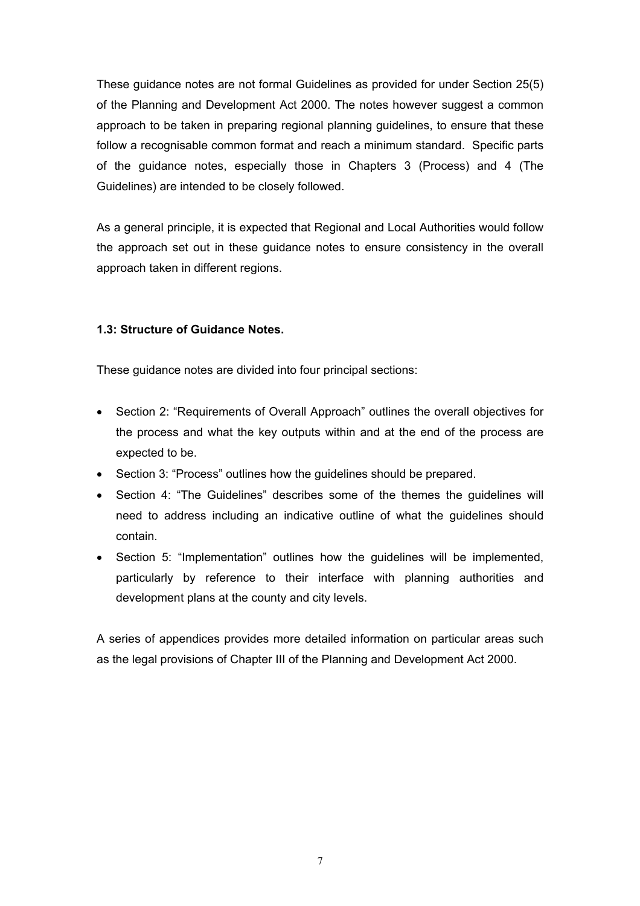These guidance notes are not formal Guidelines as provided for under Section 25(5) of the Planning and Development Act 2000. The notes however suggest a common approach to be taken in preparing regional planning guidelines, to ensure that these follow a recognisable common format and reach a minimum standard. Specific parts of the guidance notes, especially those in Chapters 3 (Process) and 4 (The Guidelines) are intended to be closely followed.

As a general principle, it is expected that Regional and Local Authorities would follow the approach set out in these guidance notes to ensure consistency in the overall approach taken in different regions.

### 1.3: Structure of Guidance Notes.

These guidance notes are divided into four principal sections:

- Section 2: "Requirements of Overall Approach" outlines the overall objectives for the process and what the key outputs within and at the end of the process are expected to be.
- Section 3: "Process" outlines how the guidelines should be prepared.
- Section 4: "The Guidelines" describes some of the themes the guidelines will need to address including an indicative outline of what the guidelines should contain.
- Section 5: "Implementation" outlines how the guidelines will be implemented, particularly by reference to their interface with planning authorities and development plans at the county and city levels.

A series of appendices provides more detailed information on particular areas such as the legal provisions of Chapter III of the Planning and Development Act 2000.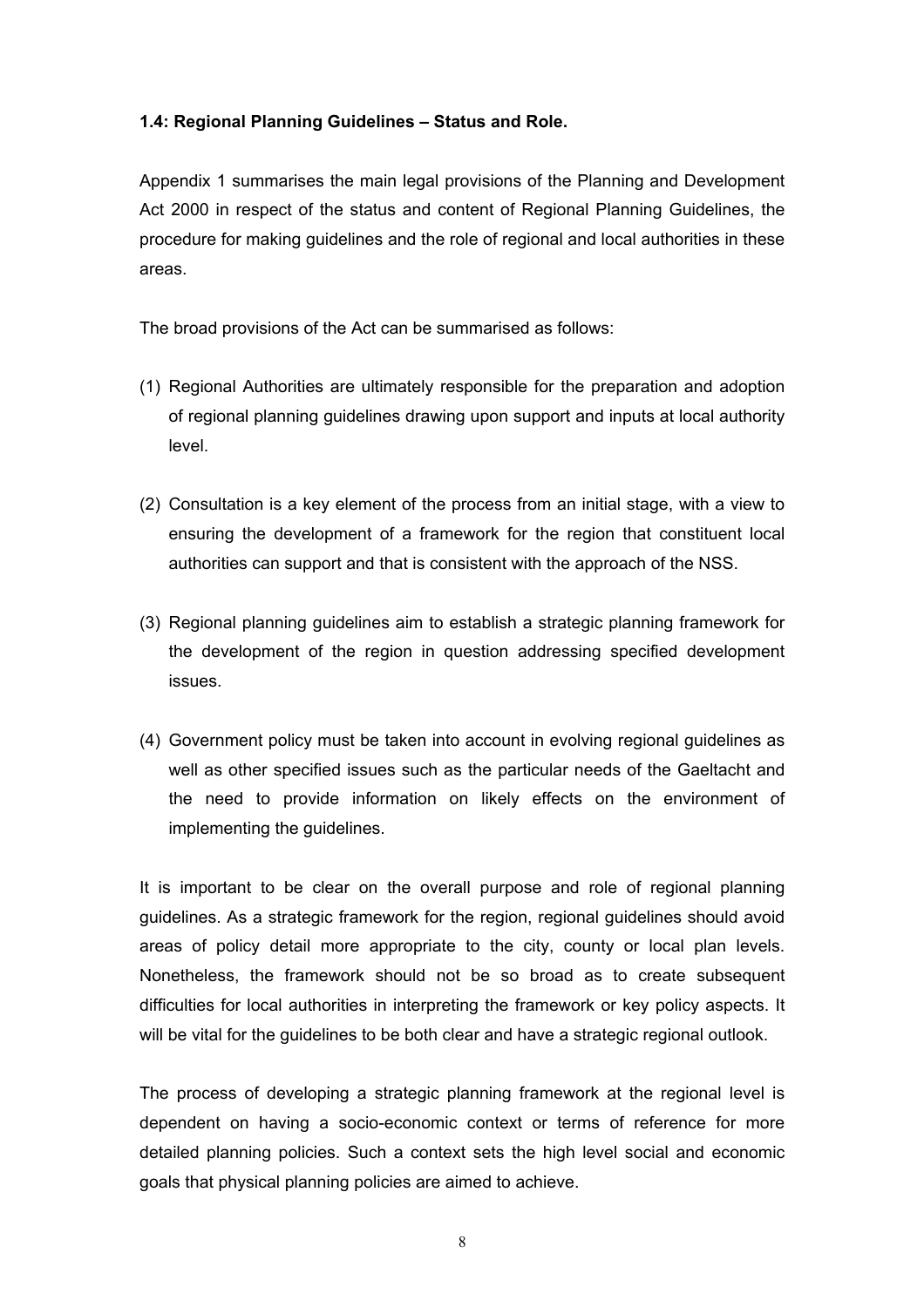### 1.4: Regional Planning Guidelines – Status and Role.

Appendix 1 summarises the main legal provisions of the Planning and Development Act 2000 in respect of the status and content of Regional Planning Guidelines, the procedure for making guidelines and the role of regional and local authorities in these areas.

The broad provisions of the Act can be summarised as follows:

(1) Regional Authorities are ultimately responsible for the preparation and adoption of regional planning guidelines drawing upon support and inputs at local authority level.

(2) Consultation is a key element of the process from an initial stage, with a view to ensuring the development of a framework for the region that constituent local authorities can support and that is consistent with the approach of the NSS.

(3) Regional planning guidelines aim to establish a strategic planning framework for the development of the region in question addressing specified development issues.

(4) Government policy must be taken into account in evolving regional guidelines as well as other specified issues such as the particular needs of the Gaeltacht and the need to provide information on likely effects on the environment of implementing the guidelines.

It is important to be clear on the overall purpose and role of regional planning guidelines. As a strategic framework for the region, regional guidelines should avoid areas of policy detail more appropriate to the city, county or local plan levels. Nonetheless, the framework should not be so broad as to create subsequent difficulties for local authorities in interpreting the framework or key policy aspects. It will be vital for the guidelines to be both clear and have a strategic regional outlook.

The process of developing a strategic planning framework at the regional level is dependent on having a socio-economic context or terms of reference for more detailed planning policies. Such a context sets the high level social and economic goals that physical planning policies are aimed to achieve.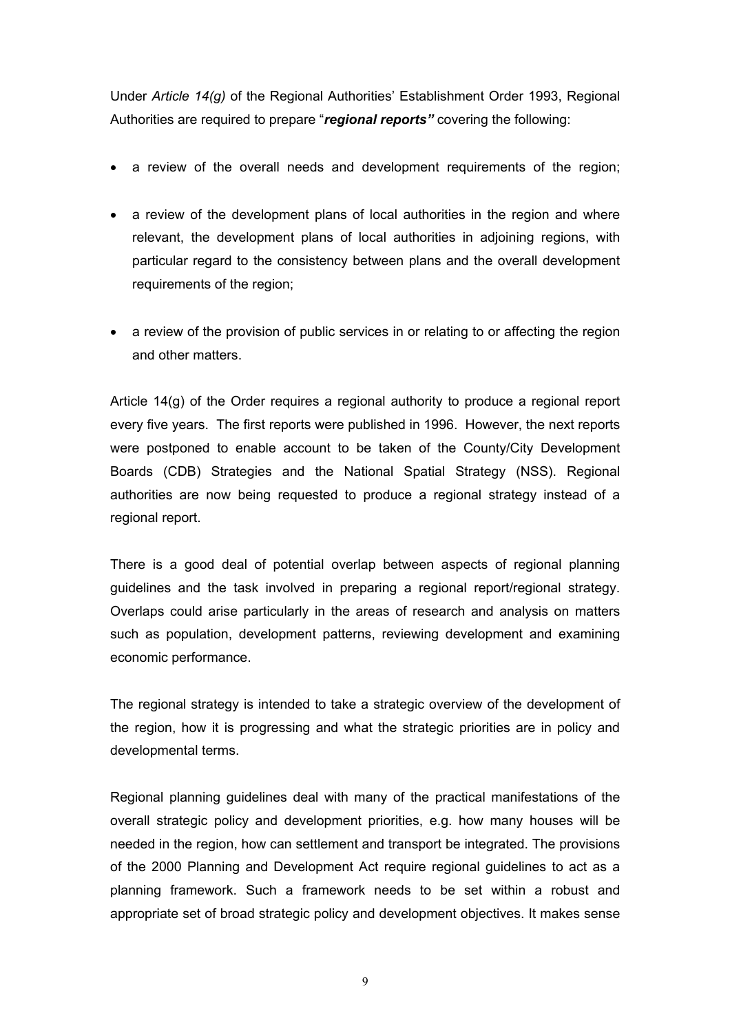Under *Article 14(g)* of the Regional Authorities' Establishment Order 1993, Regional Authorities are required to prepare "***regional reports"*** covering the following:

- a review of the overall needs and development requirements of the region;
- a review of the development plans of local authorities in the region and where relevant, the development plans of local authorities in adjoining regions, with particular regard to the consistency between plans and the overall development requirements of the region;
- a review of the provision of public services in or relating to or affecting the region and other matters.

Article 14(g) of the Order requires a regional authority to produce a regional report every five years. The first reports were published in 1996. However, the next reports were postponed to enable account to be taken of the County/City Development Boards (CDB) Strategies and the National Spatial Strategy (NSS). Regional authorities are now being requested to produce a regional strategy instead of a regional report.

There is a good deal of potential overlap between aspects of regional planning guidelines and the task involved in preparing a regional report/regional strategy. Overlaps could arise particularly in the areas of research and analysis on matters such as population, development patterns, reviewing development and examining economic performance.

The regional strategy is intended to take a strategic overview of the development of the region, how it is progressing and what the strategic priorities are in policy and developmental terms.

Regional planning guidelines deal with many of the practical manifestations of the overall strategic policy and development priorities, e.g. how many houses will be needed in the region, how can settlement and transport be integrated. The provisions of the 2000 Planning and Development Act require regional guidelines to act as a planning framework. Such a framework needs to be set within a robust and appropriate set of broad strategic policy and development objectives. It makes sense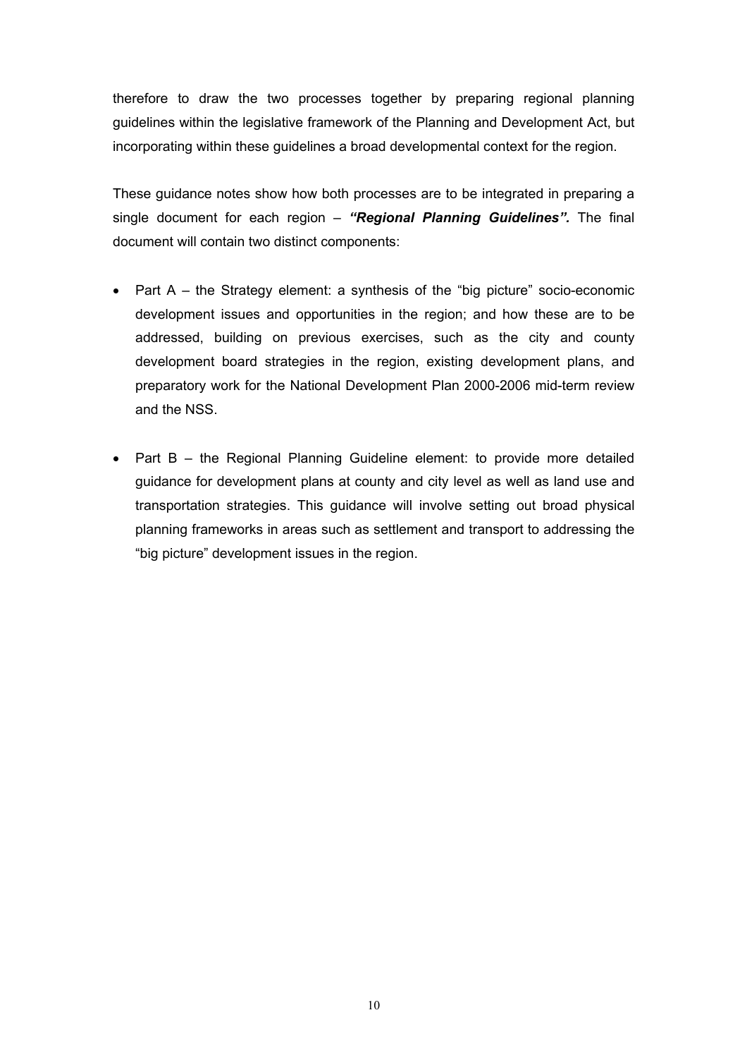therefore to draw the two processes together by preparing regional planning guidelines within the legislative framework of the Planning and Development Act, but incorporating within these guidelines a broad developmental context for the region.

These guidance notes show how both processes are to be integrated in preparing a single document for each region – ***"Regional Planning Guidelines".*** The final document will contain two distinct components:

- Part A – the Strategy element: a synthesis of the "big picture" socio-economic development issues and opportunities in the region; and how these are to be addressed, building on previous exercises, such as the city and county development board strategies in the region, existing development plans, and preparatory work for the National Development Plan 2000-2006 mid-term review and the NSS.

- Part B – the Regional Planning Guideline element: to provide more detailed guidance for development plans at county and city level as well as land use and transportation strategies. This guidance will involve setting out broad physical planning frameworks in areas such as settlement and transport to addressing the "big picture" development issues in the region.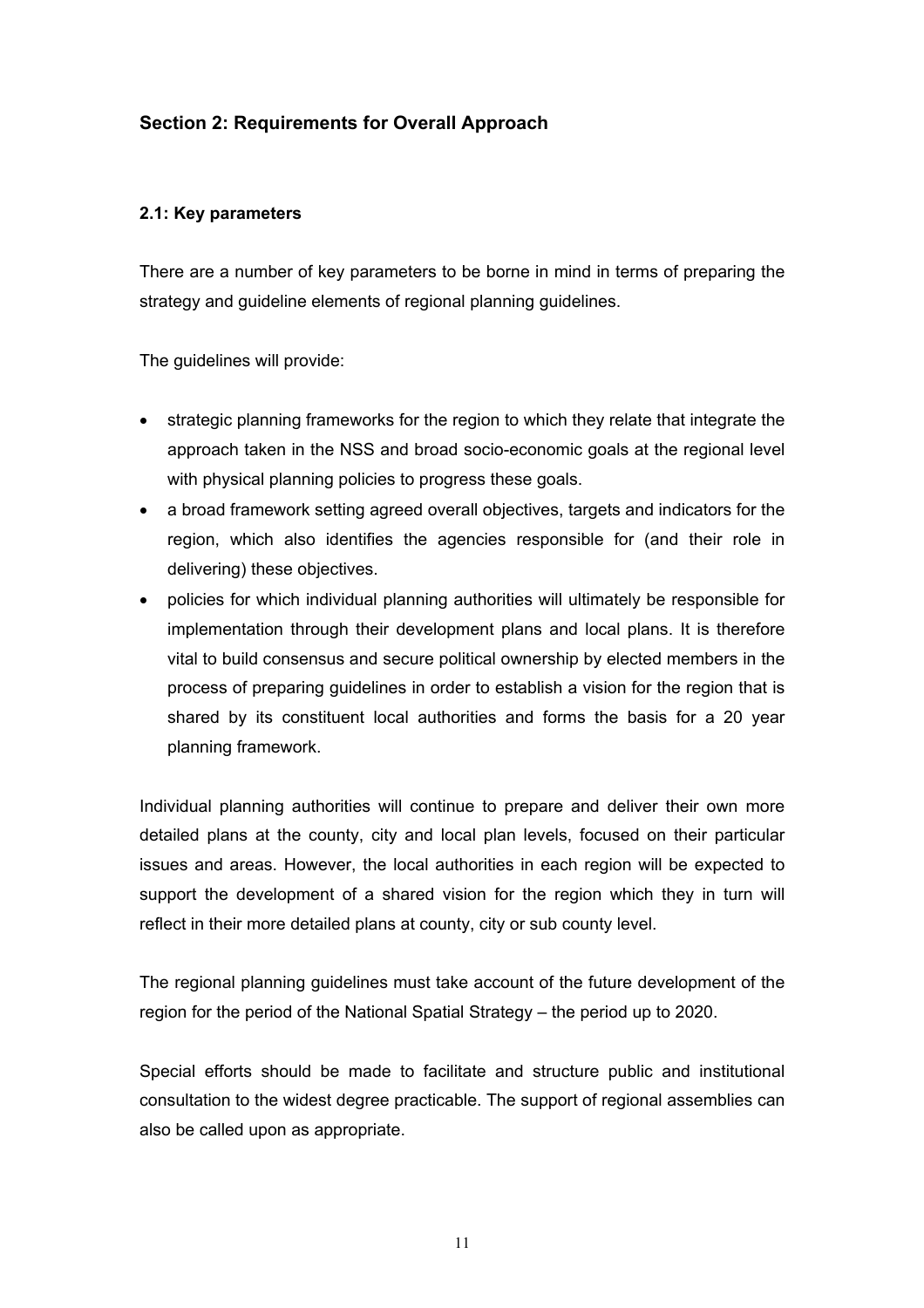## Section 2: Requirements for Overall Approach

### 2.1: Key parameters

There are a number of key parameters to be borne in mind in terms of preparing the strategy and guideline elements of regional planning guidelines.

The guidelines will provide:

- strategic planning frameworks for the region to which they relate that integrate the approach taken in the NSS and broad socio-economic goals at the regional level with physical planning policies to progress these goals.
- a broad framework setting agreed overall objectives, targets and indicators for the region, which also identifies the agencies responsible for (and their role in delivering) these objectives.
- policies for which individual planning authorities will ultimately be responsible for implementation through their development plans and local plans. It is therefore vital to build consensus and secure political ownership by elected members in the process of preparing guidelines in order to establish a vision for the region that is shared by its constituent local authorities and forms the basis for a 20 year planning framework.

Individual planning authorities will continue to prepare and deliver their own more detailed plans at the county, city and local plan levels, focused on their particular issues and areas. However, the local authorities in each region will be expected to support the development of a shared vision for the region which they in turn will reflect in their more detailed plans at county, city or sub county level.

The regional planning guidelines must take account of the future development of the region for the period of the National Spatial Strategy – the period up to 2020.

Special efforts should be made to facilitate and structure public and institutional consultation to the widest degree practicable. The support of regional assemblies can also be called upon as appropriate.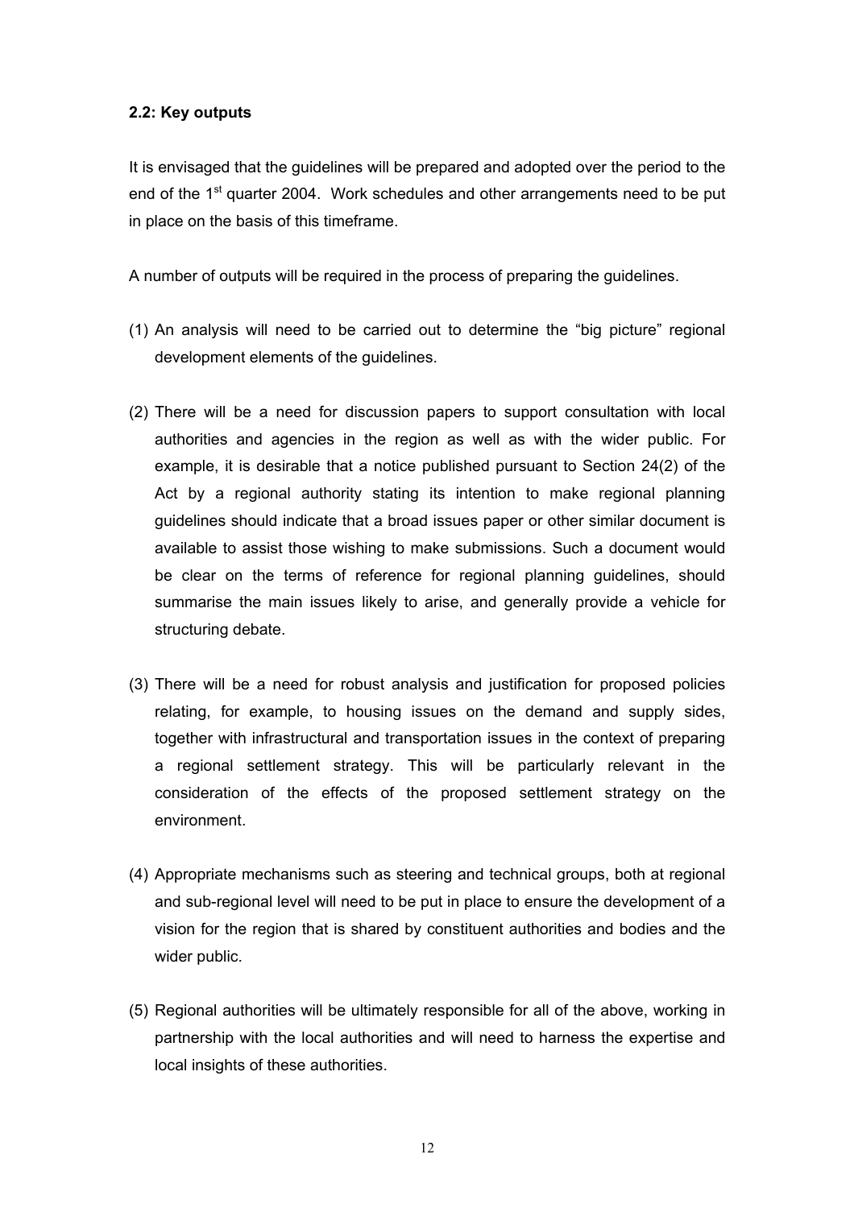### 2.2: Key outputs

It is envisaged that the guidelines will be prepared and adopted over the period to the end of the 1st quarter 2004. Work schedules and other arrangements need to be put in place on the basis of this timeframe.

A number of outputs will be required in the process of preparing the guidelines.

(1) An analysis will need to be carried out to determine the "big picture" regional development elements of the guidelines.

(2) There will be a need for discussion papers to support consultation with local authorities and agencies in the region as well as with the wider public. For example, it is desirable that a notice published pursuant to Section 24(2) of the Act by a regional authority stating its intention to make regional planning guidelines should indicate that a broad issues paper or other similar document is available to assist those wishing to make submissions. Such a document would be clear on the terms of reference for regional planning guidelines, should summarise the main issues likely to arise, and generally provide a vehicle for structuring debate.

(3) There will be a need for robust analysis and justification for proposed policies relating, for example, to housing issues on the demand and supply sides, together with infrastructural and transportation issues in the context of preparing a regional settlement strategy. This will be particularly relevant in the consideration of the effects of the proposed settlement strategy on the environment.

(4) Appropriate mechanisms such as steering and technical groups, both at regional and sub-regional level will need to be put in place to ensure the development of a vision for the region that is shared by constituent authorities and bodies and the wider public.

(5) Regional authorities will be ultimately responsible for all of the above, working in partnership with the local authorities and will need to harness the expertise and local insights of these authorities.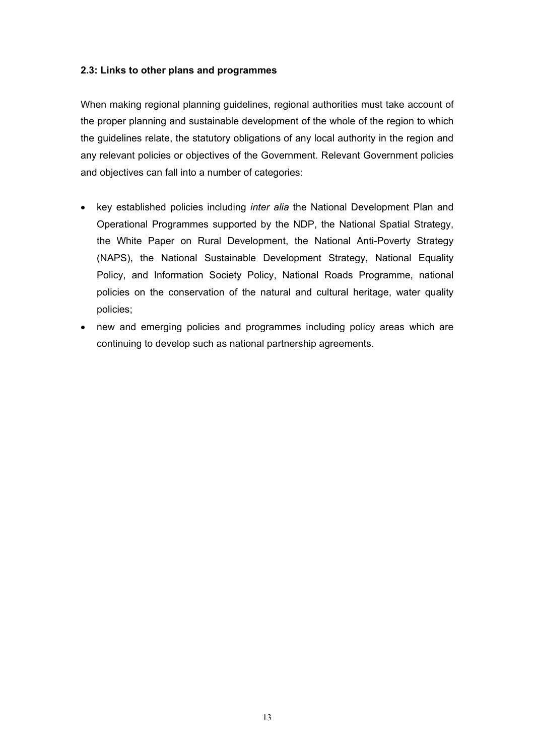### 2.3: Links to other plans and programmes

When making regional planning guidelines, regional authorities must take account of the proper planning and sustainable development of the whole of the region to which the guidelines relate, the statutory obligations of any local authority in the region and any relevant policies or objectives of the Government. Relevant Government policies and objectives can fall into a number of categories:

- key established policies including *inter alia* the National Development Plan and Operational Programmes supported by the NDP, the National Spatial Strategy, the White Paper on Rural Development, the National Anti-Poverty Strategy (NAPS), the National Sustainable Development Strategy, National Equality Policy, and Information Society Policy, National Roads Programme, national policies on the conservation of the natural and cultural heritage, water quality policies;
- new and emerging policies and programmes including policy areas which are continuing to develop such as national partnership agreements.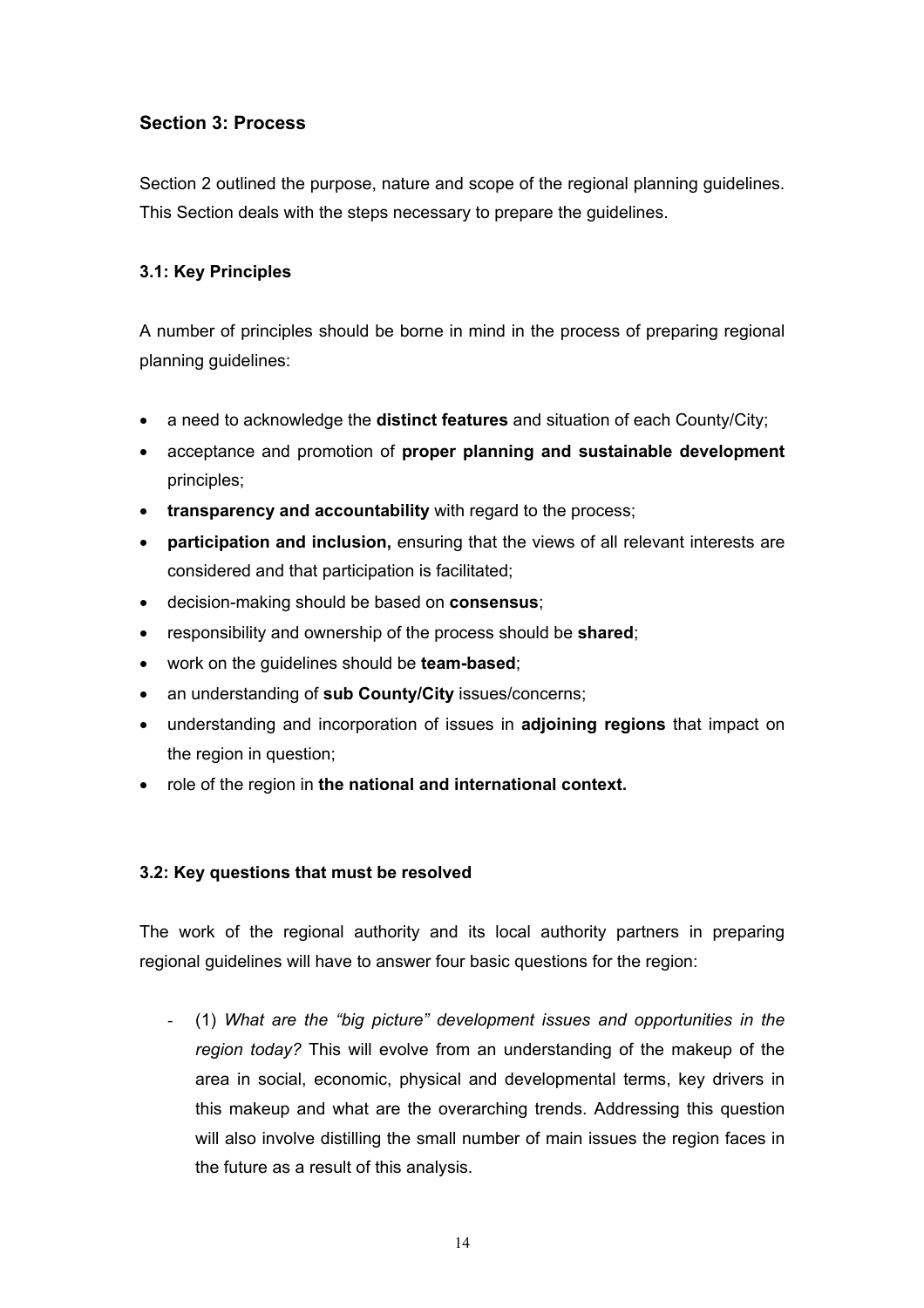## Section 3: Process

Section 2 outlined the purpose, nature and scope of the regional planning guidelines. This Section deals with the steps necessary to prepare the guidelines.

### 3.1: Key Principles

A number of principles should be borne in mind in the process of preparing regional planning guidelines:

- a need to acknowledge the **distinct features** and situation of each County/City;
- acceptance and promotion of **proper planning and sustainable development** principles;
- **transparency and accountability** with regard to the process;
- **participation and inclusion,** ensuring that the views of all relevant interests are considered and that participation is facilitated;
- decision-making should be based on **consensus**;
- responsibility and ownership of the process should be **shared**;
- work on the guidelines should be **team-based**;
- an understanding of **sub County/City** issues/concerns;
- understanding and incorporation of issues in **adjoining regions** that impact on the region in question;
- role of the region in **the national and international context.**

### 3.2: Key questions that must be resolved

The work of the regional authority and its local authority partners in preparing regional guidelines will have to answer four basic questions for the region:

- (1) *What are the "big picture" development issues and opportunities in the region today?* This will evolve from an understanding of the makeup of the area in social, economic, physical and developmental terms, key drivers in this makeup and what are the overarching trends. Addressing this question will also involve distilling the small number of main issues the region faces in the future as a result of this analysis.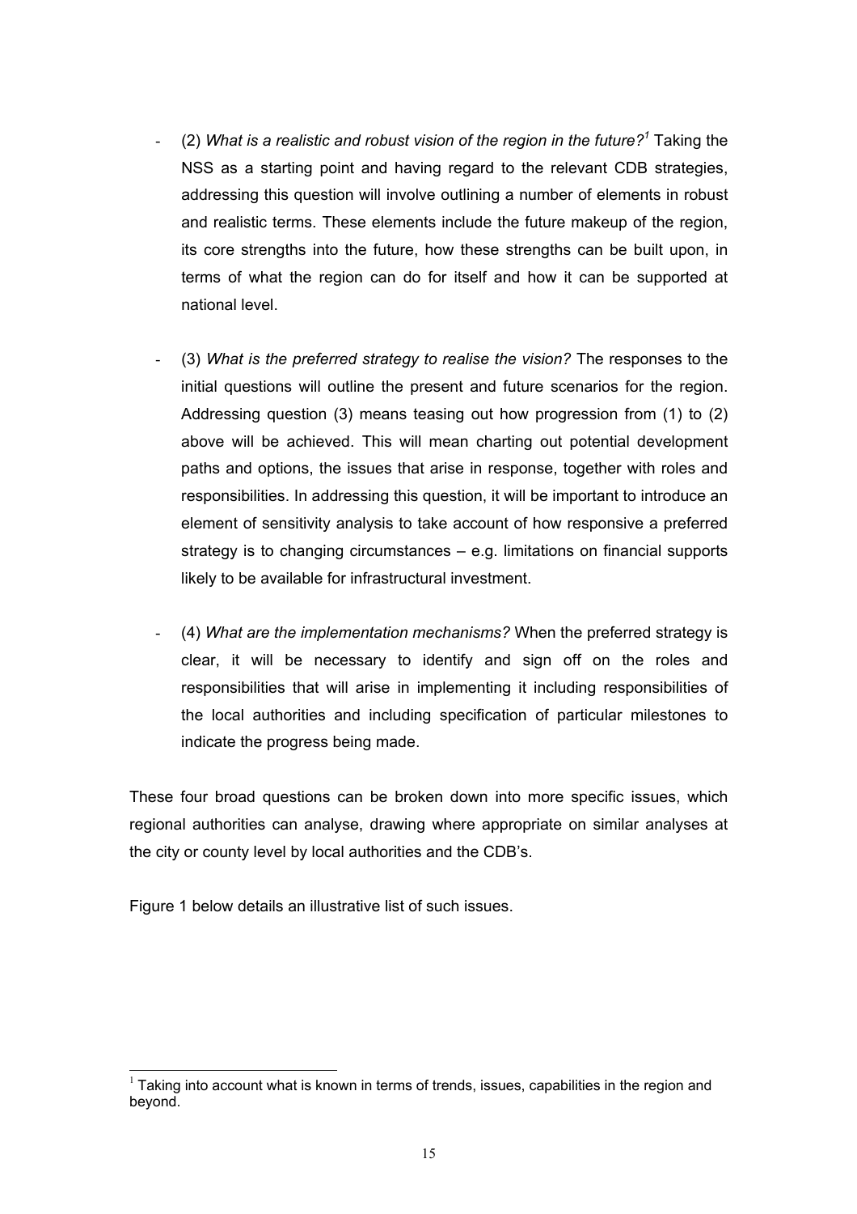- (2) *What is a realistic and robust vision of the region in the future?*[1] Taking the NSS as a starting point and having regard to the relevant CDB strategies, addressing this question will involve outlining a number of elements in robust and realistic terms. These elements include the future makeup of the region, its core strengths into the future, how these strengths can be built upon, in terms of what the region can do for itself and how it can be supported at national level.

- (3) *What is the preferred strategy to realise the vision?* The responses to the initial questions will outline the present and future scenarios for the region. Addressing question (3) means teasing out how progression from (1) to (2) above will be achieved. This will mean charting out potential development paths and options, the issues that arise in response, together with roles and responsibilities. In addressing this question, it will be important to introduce an element of sensitivity analysis to take account of how responsive a preferred strategy is to changing circumstances – e.g. limitations on financial supports likely to be available for infrastructural investment.

- (4) *What are the implementation mechanisms?* When the preferred strategy is clear, it will be necessary to identify and sign off on the roles and responsibilities that will arise in implementing it including responsibilities of the local authorities and including specification of particular milestones to indicate the progress being made.

These four broad questions can be broken down into more specific issues, which regional authorities can analyse, drawing where appropriate on similar analyses at the city or county level by local authorities and the CDB's.

Figure 1 below details an illustrative list of such issues.

[1] Taking into account what is known in terms of trends, issues, capabilities in the region and beyond.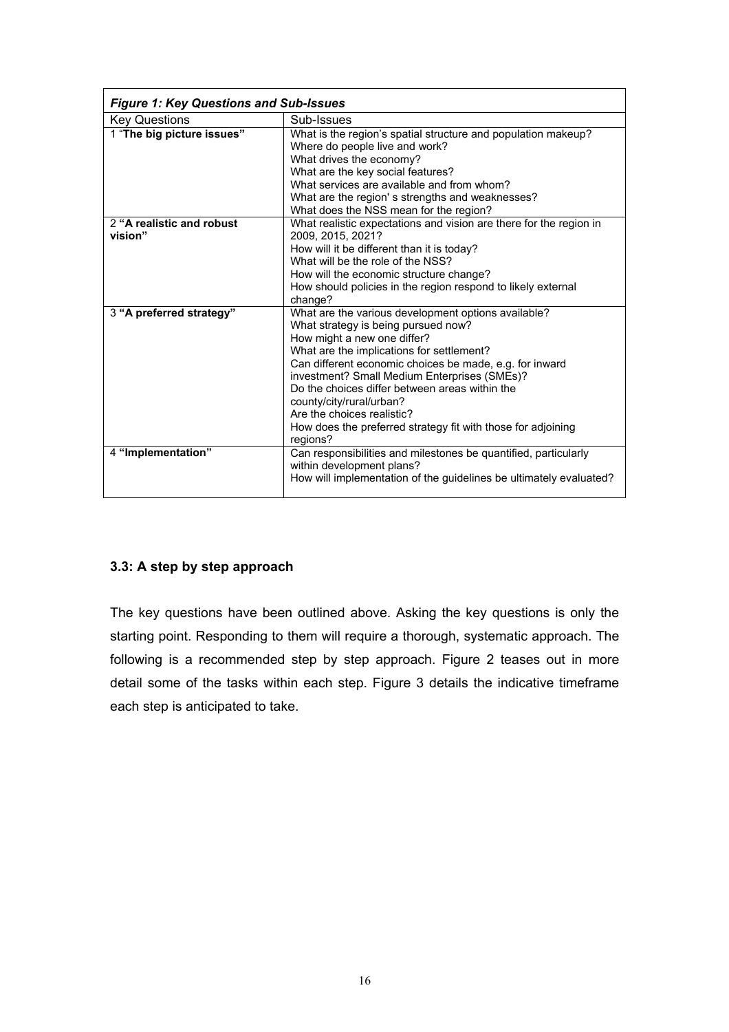| ***Figure 1: Key Questions and Sub-Issues*** | |
|---|---|
| Key Questions | Sub-Issues |
| 1 "**The big picture issues"** | What is the region's spatial structure and population makeup?<br>Where do people live and work?<br>What drives the economy?<br>What are the key social features?<br>What services are available and from whom?<br>What are the region' s strengths and weaknesses?<br>What does the NSS mean for the region? |
| 2 **"A realistic and robust vision"** | What realistic expectations and vision are there for the region in 2009, 2015, 2021?<br>How will it be different than it is today?<br>What will be the role of the NSS?<br>How will the economic structure change?<br>How should policies in the region respond to likely external change? |
| 3 **"A preferred strategy"** | What are the various development options available?<br>What strategy is being pursued now?<br>How might a new one differ?<br>What are the implications for settlement?<br>Can different economic choices be made, e.g. for inward investment? Small Medium Enterprises (SMEs)?<br>Do the choices differ between areas within the county/city/rural/urban?<br>Are the choices realistic?<br>How does the preferred strategy fit with those for adjoining regions? |
| 4 **"Implementation"** | Can responsibilities and milestones be quantified, particularly within development plans?<br>How will implementation of the guidelines be ultimately evaluated? |

### 3.3: A step by step approach

The key questions have been outlined above. Asking the key questions is only the starting point. Responding to them will require a thorough, systematic approach. The following is a recommended step by step approach. Figure 2 teases out in more detail some of the tasks within each step. Figure 3 details the indicative timeframe each step is anticipated to take.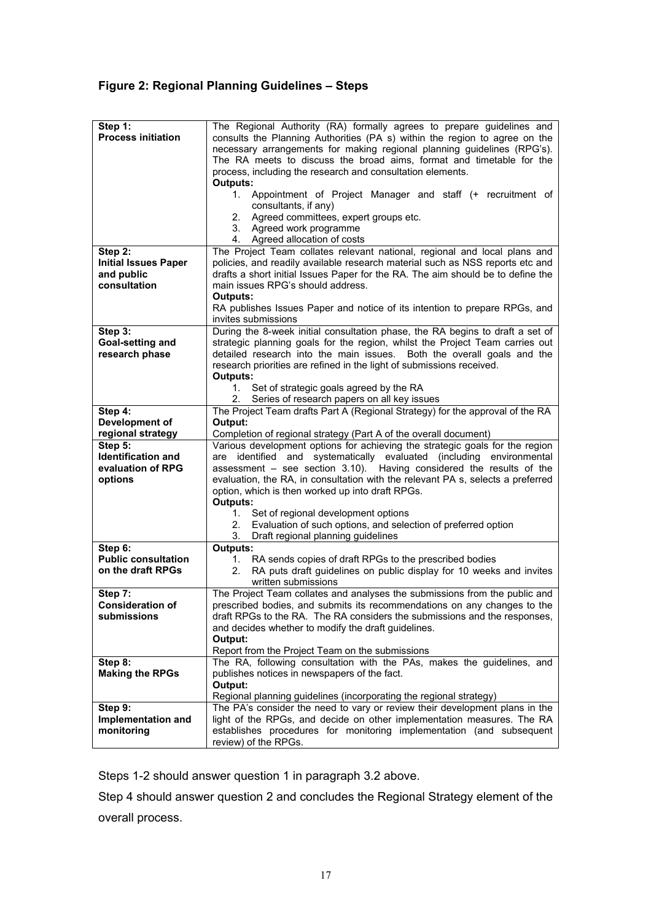## Figure 2: Regional Planning Guidelines – Steps

| | |
|---|---|
| **Step 1:**<br>**Process initiation** | The Regional Authority (RA) formally agrees to prepare guidelines and consults the Planning Authorities (PA s) within the region to agree on the necessary arrangements for making regional planning guidelines (RPG's). The RA meets to discuss the broad aims, format and timetable for the process, including the research and consultation elements.<br>**Outputs:**<br>1. Appointment of Project Manager and staff (+ recruitment of consultants, if any)<br>2. Agreed committees, expert groups etc.<br>3. Agreed work programme<br>4. Agreed allocation of costs |
| **Step 2:**<br>**Initial Issues Paper and public consultation** | The Project Team collates relevant national, regional and local plans and policies, and readily available research material such as NSS reports etc and drafts a short initial Issues Paper for the RA. The aim should be to define the main issues RPG's should address.<br>**Outputs:**<br>RA publishes Issues Paper and notice of its intention to prepare RPGs, and invites submissions |
| **Step 3:**<br>**Goal-setting and research phase** | During the 8-week initial consultation phase, the RA begins to draft a set of strategic planning goals for the region, whilst the Project Team carries out detailed research into the main issues. Both the overall goals and the research priorities are refined in the light of submissions received.<br>**Outputs:**<br>1. Set of strategic goals agreed by the RA<br>2. Series of research papers on all key issues |
| **Step 4:**<br>**Development of regional strategy** | The Project Team drafts Part A (Regional Strategy) for the approval of the RA<br>**Output:**<br>Completion of regional strategy (Part A of the overall document) |
| **Step 5:**<br>**Identification and evaluation of RPG options** | Various development options for achieving the strategic goals for the region are identified and systematically evaluated (including environmental assessment – see section 3.10). Having considered the results of the evaluation, the RA, in consultation with the relevant PA s, selects a preferred option, which is then worked up into draft RPGs.<br>**Outputs:**<br>1. Set of regional development options<br>2. Evaluation of such options, and selection of preferred option<br>3. Draft regional planning guidelines |
| **Step 6:**<br>**Public consultation on the draft RPGs** | **Outputs:**<br>1. RA sends copies of draft RPGs to the prescribed bodies<br>2. RA puts draft guidelines on public display for 10 weeks and invites written submissions |
| **Step 7:**<br>**Consideration of submissions** | The Project Team collates and analyses the submissions from the public and prescribed bodies, and submits its recommendations on any changes to the draft RPGs to the RA. The RA considers the submissions and the responses, and decides whether to modify the draft guidelines.<br>**Output:**<br>Report from the Project Team on the submissions |
| **Step 8:**<br>**Making the RPGs** | The RA, following consultation with the PAs, makes the guidelines, and publishes notices in newspapers of the fact.<br>**Output:**<br>Regional planning guidelines (incorporating the regional strategy) |
| **Step 9:**<br>**Implementation and monitoring** | The PA's consider the need to vary or review their development plans in the light of the RPGs, and decide on other implementation measures. The RA establishes procedures for monitoring implementation (and subsequent review) of the RPGs. |

Steps 1-2 should answer question 1 in paragraph 3.2 above.

Step 4 should answer question 2 and concludes the Regional Strategy element of the overall process.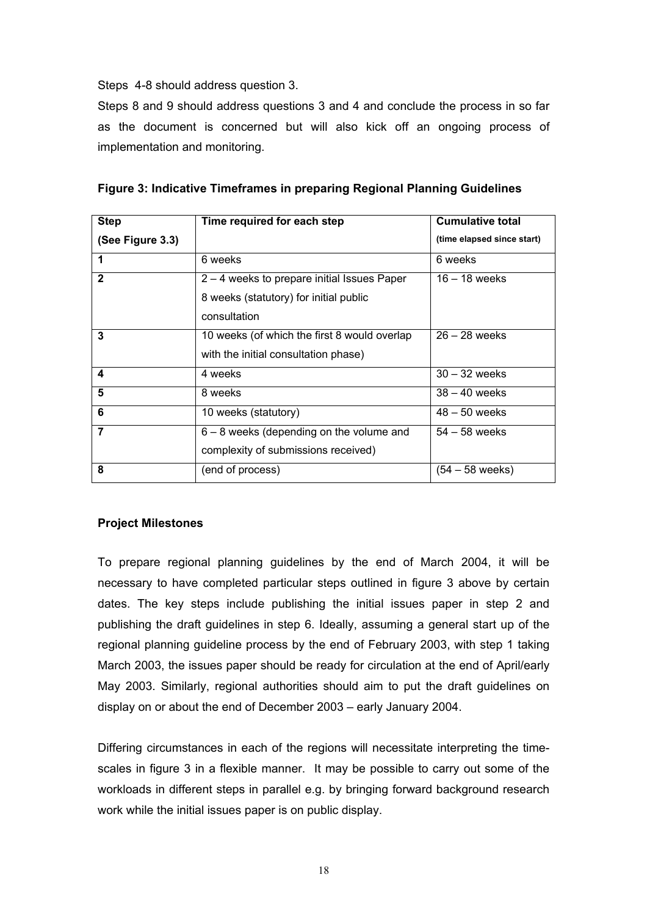Steps 4-8 should address question 3.

Steps 8 and 9 should address questions 3 and 4 and conclude the process in so far as the document is concerned but will also kick off an ongoing process of implementation and monitoring.

**Figure 3: Indicative Timeframes in preparing Regional Planning Guidelines**

| **Step (See Figure 3.3)** | **Time required for each step** | **Cumulative total (time elapsed since start)** |
|---|---|---|
| **1** | 6 weeks | 6 weeks |
| **2** | 2 – 4 weeks to prepare initial Issues Paper 8 weeks (statutory) for initial public consultation | 16 – 18 weeks |
| **3** | 10 weeks (of which the first 8 would overlap with the initial consultation phase) | 26 – 28 weeks |
| **4** | 4 weeks | 30 – 32 weeks |
| **5** | 8 weeks | 38 – 40 weeks |
| **6** | 10 weeks (statutory) | 48 – 50 weeks |
| **7** | 6 – 8 weeks (depending on the volume and complexity of submissions received) | 54 – 58 weeks |
| **8** | (end of process) | (54 – 58 weeks) |

**Project Milestones**

To prepare regional planning guidelines by the end of March 2004, it will be necessary to have completed particular steps outlined in figure 3 above by certain dates. The key steps include publishing the initial issues paper in step 2 and publishing the draft guidelines in step 6. Ideally, assuming a general start up of the regional planning guideline process by the end of February 2003, with step 1 taking March 2003, the issues paper should be ready for circulation at the end of April/early May 2003. Similarly, regional authorities should aim to put the draft guidelines on display on or about the end of December 2003 – early January 2004.

Differing circumstances in each of the regions will necessitate interpreting the time-scales in figure 3 in a flexible manner. It may be possible to carry out some of the workloads in different steps in parallel e.g. by bringing forward background research work while the initial issues paper is on public display.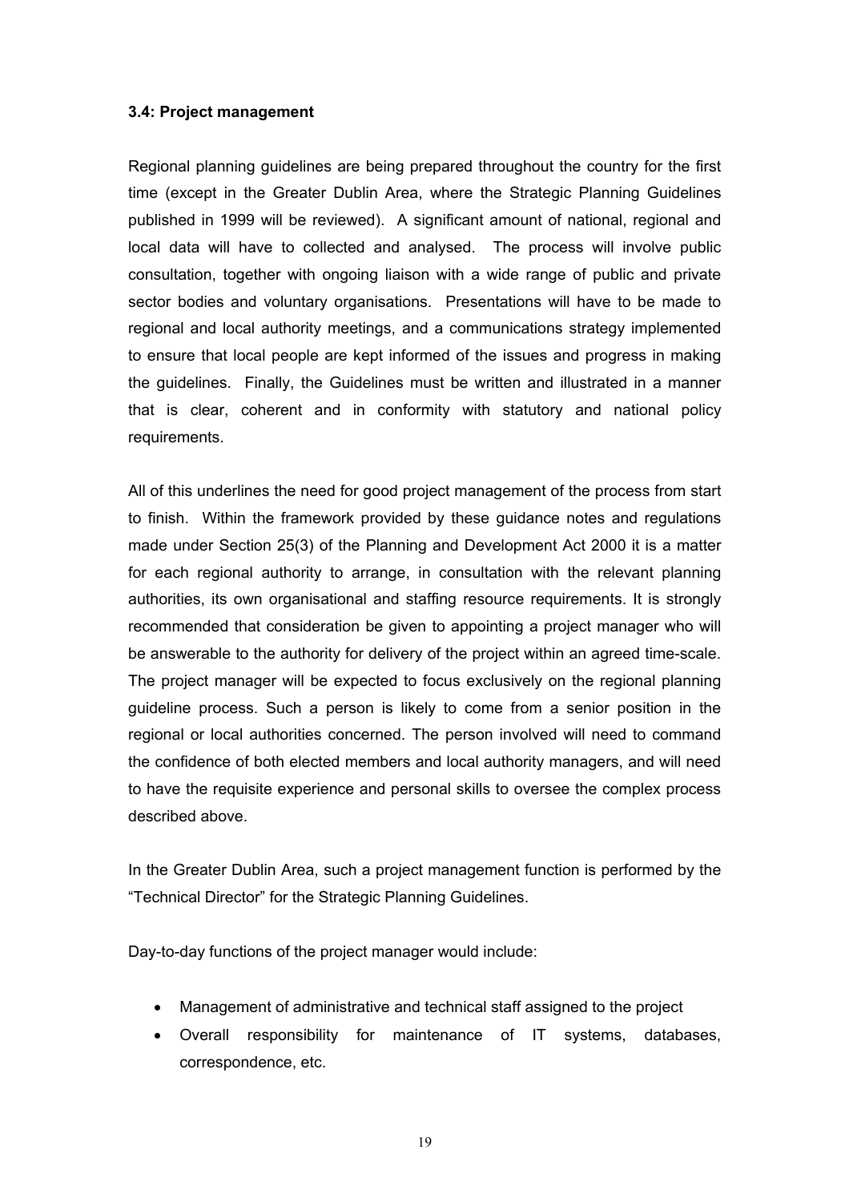### 3.4: Project management

Regional planning guidelines are being prepared throughout the country for the first time (except in the Greater Dublin Area, where the Strategic Planning Guidelines published in 1999 will be reviewed). A significant amount of national, regional and local data will have to collected and analysed. The process will involve public consultation, together with ongoing liaison with a wide range of public and private sector bodies and voluntary organisations. Presentations will have to be made to regional and local authority meetings, and a communications strategy implemented to ensure that local people are kept informed of the issues and progress in making the guidelines. Finally, the Guidelines must be written and illustrated in a manner that is clear, coherent and in conformity with statutory and national policy requirements.

All of this underlines the need for good project management of the process from start to finish. Within the framework provided by these guidance notes and regulations made under Section 25(3) of the Planning and Development Act 2000 it is a matter for each regional authority to arrange, in consultation with the relevant planning authorities, its own organisational and staffing resource requirements. It is strongly recommended that consideration be given to appointing a project manager who will be answerable to the authority for delivery of the project within an agreed time-scale. The project manager will be expected to focus exclusively on the regional planning guideline process. Such a person is likely to come from a senior position in the regional or local authorities concerned. The person involved will need to command the confidence of both elected members and local authority managers, and will need to have the requisite experience and personal skills to oversee the complex process described above.

In the Greater Dublin Area, such a project management function is performed by the "Technical Director" for the Strategic Planning Guidelines.

Day-to-day functions of the project manager would include:

- Management of administrative and technical staff assigned to the project
- Overall responsibility for maintenance of IT systems, databases, correspondence, etc.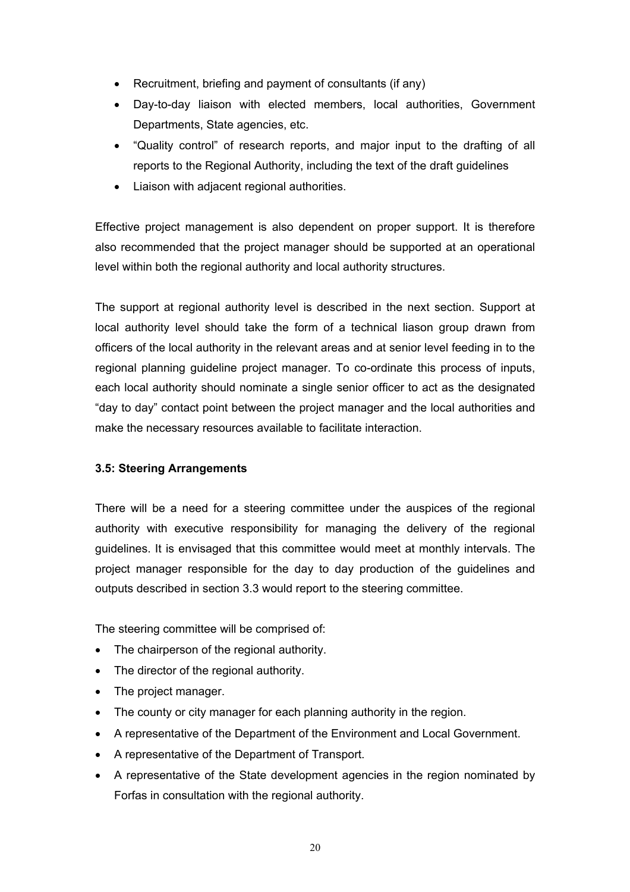- Recruitment, briefing and payment of consultants (if any)
- Day-to-day liaison with elected members, local authorities, Government Departments, State agencies, etc.
- “Quality control” of research reports, and major input to the drafting of all reports to the Regional Authority, including the text of the draft guidelines
- Liaison with adjacent regional authorities.

Effective project management is also dependent on proper support. It is therefore also recommended that the project manager should be supported at an operational level within both the regional authority and local authority structures.

The support at regional authority level is described in the next section. Support at local authority level should take the form of a technical liason group drawn from officers of the local authority in the relevant areas and at senior level feeding in to the regional planning guideline project manager. To co-ordinate this process of inputs, each local authority should nominate a single senior officer to act as the designated “day to day” contact point between the project manager and the local authorities and make the necessary resources available to facilitate interaction.

### 3.5: Steering Arrangements

There will be a need for a steering committee under the auspices of the regional authority with executive responsibility for managing the delivery of the regional guidelines. It is envisaged that this committee would meet at monthly intervals. The project manager responsible for the day to day production of the guidelines and outputs described in section 3.3 would report to the steering committee.

The steering committee will be comprised of:

- The chairperson of the regional authority.
- The director of the regional authority.
- The project manager.
- The county or city manager for each planning authority in the region.
- A representative of the Department of the Environment and Local Government.
- A representative of the Department of Transport.
- A representative of the State development agencies in the region nominated by Forfas in consultation with the regional authority.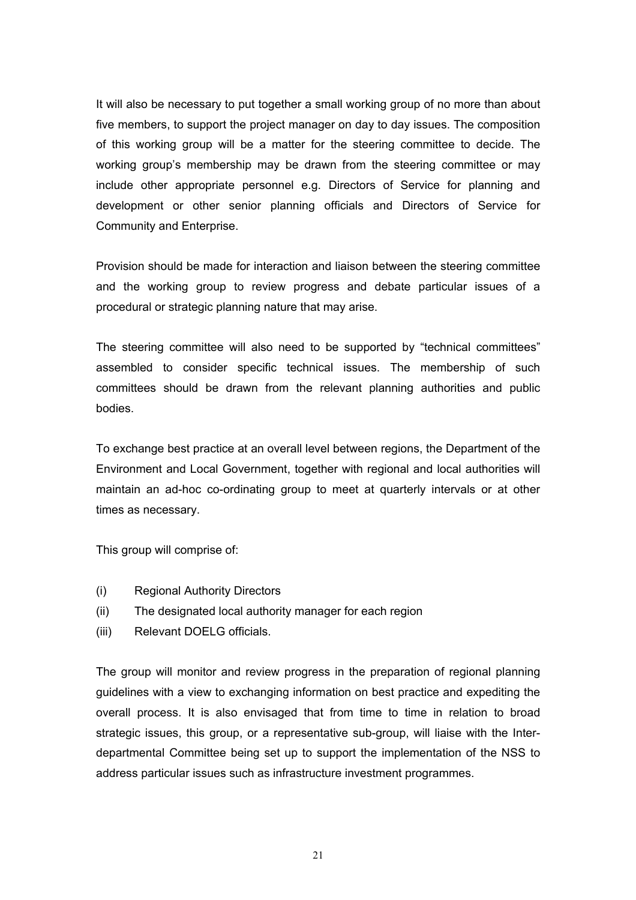It will also be necessary to put together a small working group of no more than about five members, to support the project manager on day to day issues. The composition of this working group will be a matter for the steering committee to decide. The working group's membership may be drawn from the steering committee or may include other appropriate personnel e.g. Directors of Service for planning and development or other senior planning officials and Directors of Service for Community and Enterprise.

Provision should be made for interaction and liaison between the steering committee and the working group to review progress and debate particular issues of a procedural or strategic planning nature that may arise.

The steering committee will also need to be supported by "technical committees" assembled to consider specific technical issues. The membership of such committees should be drawn from the relevant planning authorities and public bodies.

To exchange best practice at an overall level between regions, the Department of the Environment and Local Government, together with regional and local authorities will maintain an ad-hoc co-ordinating group to meet at quarterly intervals or at other times as necessary.

This group will comprise of:

(i) Regional Authority Directors
(ii) The designated local authority manager for each region
(iii) Relevant DOELG officials.

The group will monitor and review progress in the preparation of regional planning guidelines with a view to exchanging information on best practice and expediting the overall process. It is also envisaged that from time to time in relation to broad strategic issues, this group, or a representative sub-group, will liaise with the Inter-departmental Committee being set up to support the implementation of the NSS to address particular issues such as infrastructure investment programmes.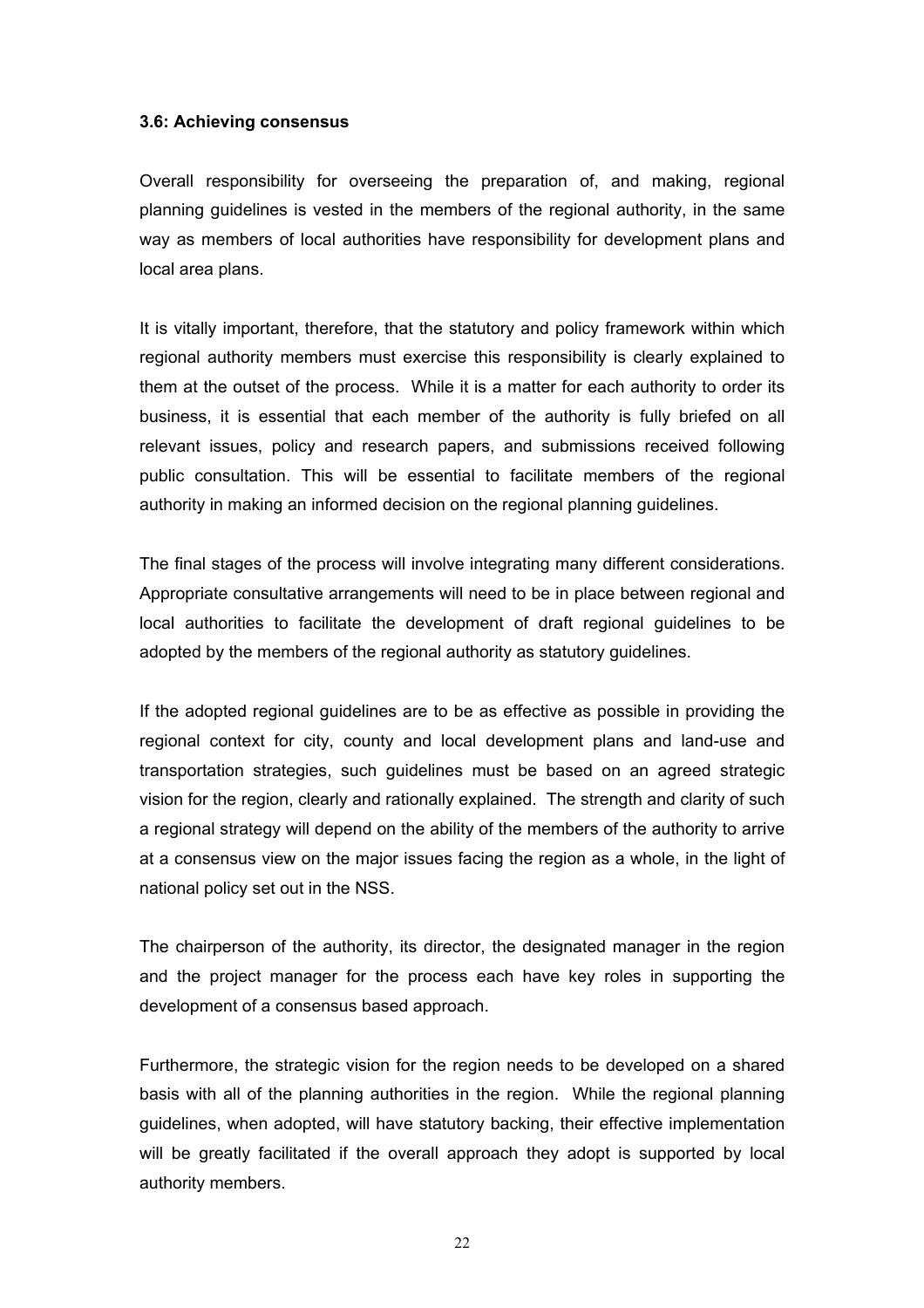### 3.6: Achieving consensus

Overall responsibility for overseeing the preparation of, and making, regional planning guidelines is vested in the members of the regional authority, in the same way as members of local authorities have responsibility for development plans and local area plans.

It is vitally important, therefore, that the statutory and policy framework within which regional authority members must exercise this responsibility is clearly explained to them at the outset of the process. While it is a matter for each authority to order its business, it is essential that each member of the authority is fully briefed on all relevant issues, policy and research papers, and submissions received following public consultation. This will be essential to facilitate members of the regional authority in making an informed decision on the regional planning guidelines.

The final stages of the process will involve integrating many different considerations. Appropriate consultative arrangements will need to be in place between regional and local authorities to facilitate the development of draft regional guidelines to be adopted by the members of the regional authority as statutory guidelines.

If the adopted regional guidelines are to be as effective as possible in providing the regional context for city, county and local development plans and land-use and transportation strategies, such guidelines must be based on an agreed strategic vision for the region, clearly and rationally explained. The strength and clarity of such a regional strategy will depend on the ability of the members of the authority to arrive at a consensus view on the major issues facing the region as a whole, in the light of national policy set out in the NSS.

The chairperson of the authority, its director, the designated manager in the region and the project manager for the process each have key roles in supporting the development of a consensus based approach.

Furthermore, the strategic vision for the region needs to be developed on a shared basis with all of the planning authorities in the region. While the regional planning guidelines, when adopted, will have statutory backing, their effective implementation will be greatly facilitated if the overall approach they adopt is supported by local authority members.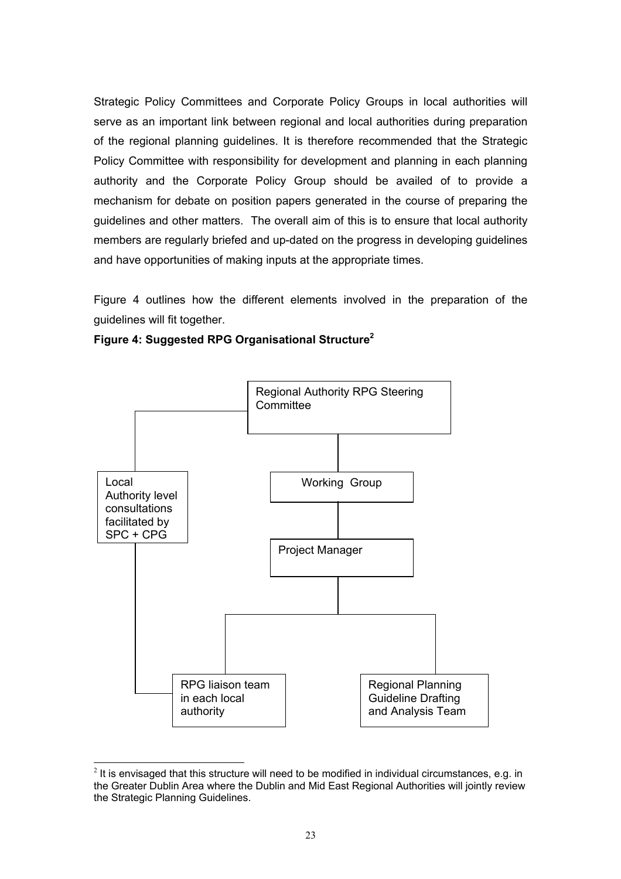Strategic Policy Committees and Corporate Policy Groups in local authorities will serve as an important link between regional and local authorities during preparation of the regional planning guidelines. It is therefore recommended that the Strategic Policy Committee with responsibility for development and planning in each planning authority and the Corporate Policy Group should be availed of to provide a mechanism for debate on position papers generated in the course of preparing the guidelines and other matters. The overall aim of this is to ensure that local authority members are regularly briefed and up-dated on the progress in developing guidelines and have opportunities of making inputs at the appropriate times.

Figure 4 outlines how the different elements involved in the preparation of the guidelines will fit together.

**Figure 4: Suggested RPG Organisational Structure[2]**

Regional Authority RPG Steering Committee

Working Group

Project Manager

Local Authority level consultations facilitated by SPC + CPG

RPG liaison team in each local authority

Regional Planning Guideline Drafting and Analysis Team

---

[2] It is envisaged that this structure will need to be modified in individual circumstances, e.g. in the Greater Dublin Area where the Dublin and Mid East Regional Authorities will jointly review the Strategic Planning Guidelines.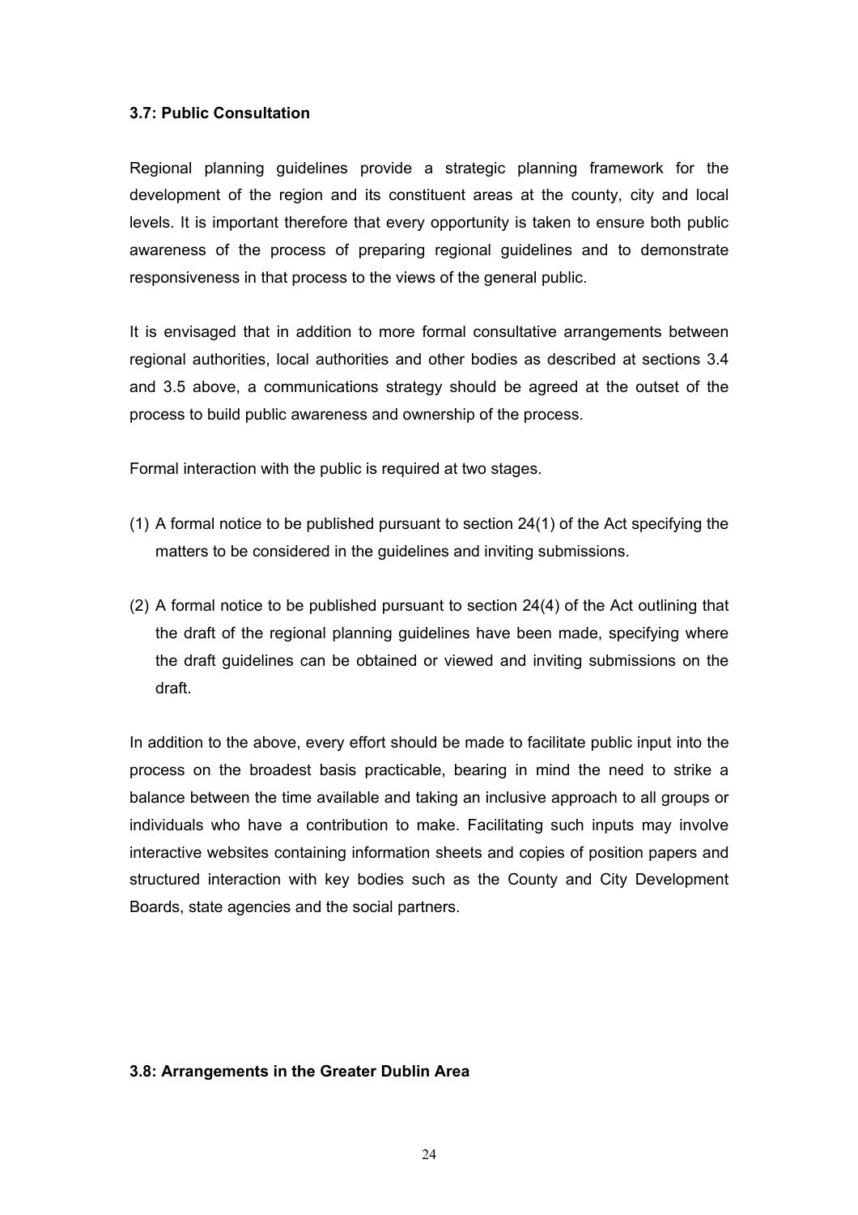### 3.7: Public Consultation

Regional planning guidelines provide a strategic planning framework for the development of the region and its constituent areas at the county, city and local levels. It is important therefore that every opportunity is taken to ensure both public awareness of the process of preparing regional guidelines and to demonstrate responsiveness in that process to the views of the general public.

It is envisaged that in addition to more formal consultative arrangements between regional authorities, local authorities and other bodies as described at sections 3.4 and 3.5 above, a communications strategy should be agreed at the outset of the process to build public awareness and ownership of the process.

Formal interaction with the public is required at two stages.

(1) A formal notice to be published pursuant to section 24(1) of the Act specifying the matters to be considered in the guidelines and inviting submissions.

(2) A formal notice to be published pursuant to section 24(4) of the Act outlining that the draft of the regional planning guidelines have been made, specifying where the draft guidelines can be obtained or viewed and inviting submissions on the draft.

In addition to the above, every effort should be made to facilitate public input into the process on the broadest basis practicable, bearing in mind the need to strike a balance between the time available and taking an inclusive approach to all groups or individuals who have a contribution to make. Facilitating such inputs may involve interactive websites containing information sheets and copies of position papers and structured interaction with key bodies such as the County and City Development Boards, state agencies and the social partners.

### 3.8: Arrangements in the Greater Dublin Area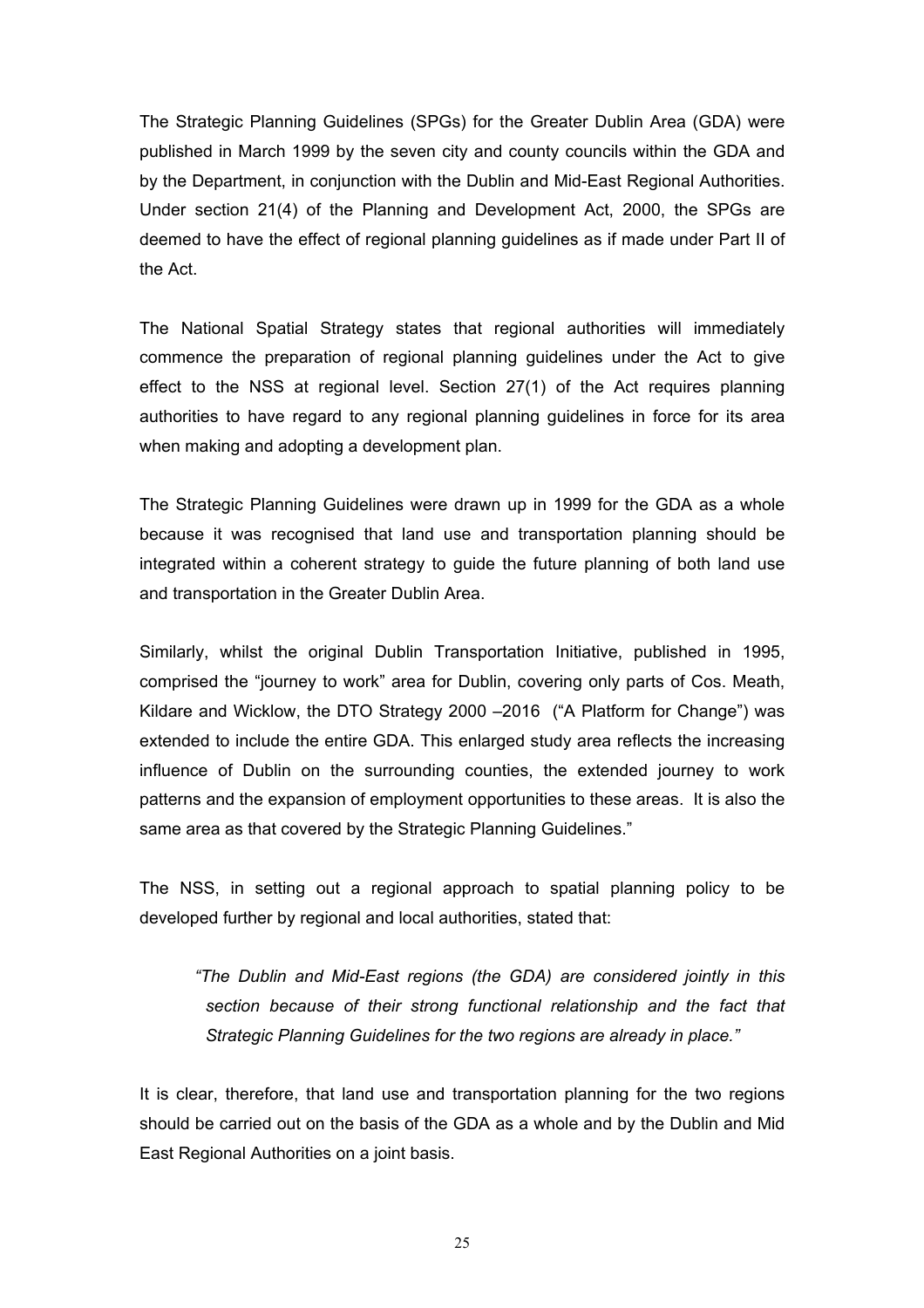The Strategic Planning Guidelines (SPGs) for the Greater Dublin Area (GDA) were published in March 1999 by the seven city and county councils within the GDA and by the Department, in conjunction with the Dublin and Mid-East Regional Authorities. Under section 21(4) of the Planning and Development Act, 2000, the SPGs are deemed to have the effect of regional planning guidelines as if made under Part II of the Act.

The National Spatial Strategy states that regional authorities will immediately commence the preparation of regional planning guidelines under the Act to give effect to the NSS at regional level. Section 27(1) of the Act requires planning authorities to have regard to any regional planning guidelines in force for its area when making and adopting a development plan.

The Strategic Planning Guidelines were drawn up in 1999 for the GDA as a whole because it was recognised that land use and transportation planning should be integrated within a coherent strategy to guide the future planning of both land use and transportation in the Greater Dublin Area.

Similarly, whilst the original Dublin Transportation Initiative, published in 1995, comprised the "journey to work" area for Dublin, covering only parts of Cos. Meath, Kildare and Wicklow, the DTO Strategy 2000 –2016 ("A Platform for Change") was extended to include the entire GDA. This enlarged study area reflects the increasing influence of Dublin on the surrounding counties, the extended journey to work patterns and the expansion of employment opportunities to these areas. It is also the same area as that covered by the Strategic Planning Guidelines."

The NSS, in setting out a regional approach to spatial planning policy to be developed further by regional and local authorities, stated that:

> *"The Dublin and Mid-East regions (the GDA) are considered jointly in this section because of their strong functional relationship and the fact that Strategic Planning Guidelines for the two regions are already in place."*

It is clear, therefore, that land use and transportation planning for the two regions should be carried out on the basis of the GDA as a whole and by the Dublin and Mid East Regional Authorities on a joint basis.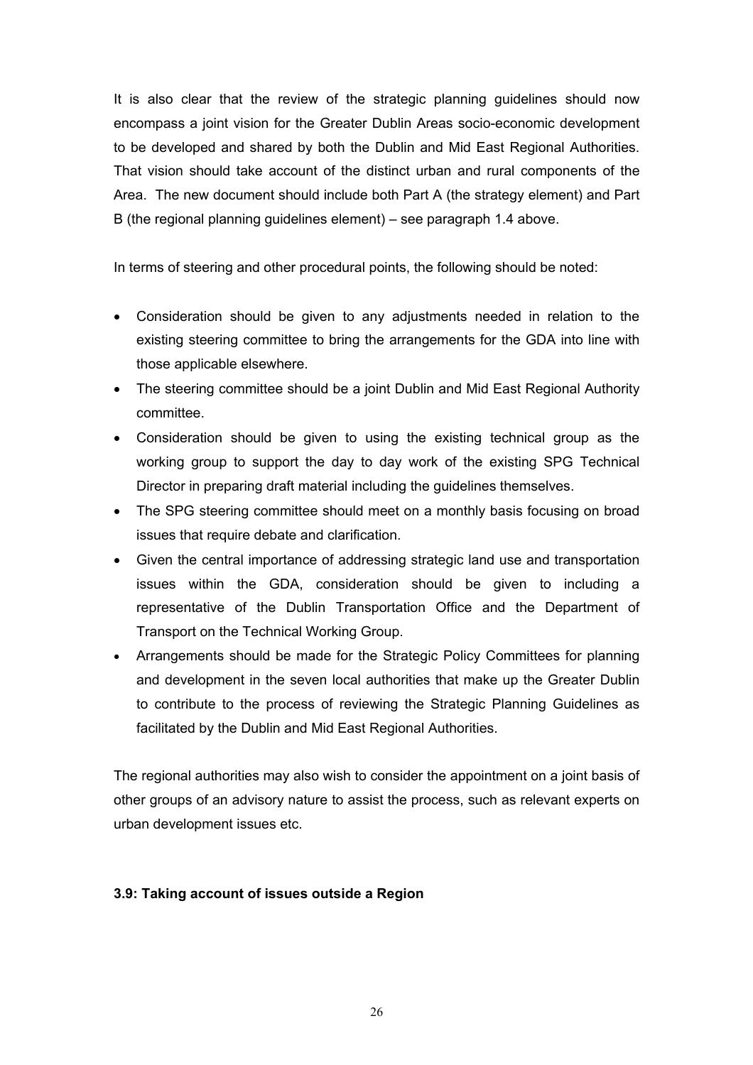It is also clear that the review of the strategic planning guidelines should now encompass a joint vision for the Greater Dublin Areas socio-economic development to be developed and shared by both the Dublin and Mid East Regional Authorities. That vision should take account of the distinct urban and rural components of the Area. The new document should include both Part A (the strategy element) and Part B (the regional planning guidelines element) – see paragraph 1.4 above.

In terms of steering and other procedural points, the following should be noted:

- Consideration should be given to any adjustments needed in relation to the existing steering committee to bring the arrangements for the GDA into line with those applicable elsewhere.
- The steering committee should be a joint Dublin and Mid East Regional Authority committee.
- Consideration should be given to using the existing technical group as the working group to support the day to day work of the existing SPG Technical Director in preparing draft material including the guidelines themselves.
- The SPG steering committee should meet on a monthly basis focusing on broad issues that require debate and clarification.
- Given the central importance of addressing strategic land use and transportation issues within the GDA, consideration should be given to including a representative of the Dublin Transportation Office and the Department of Transport on the Technical Working Group.
- Arrangements should be made for the Strategic Policy Committees for planning and development in the seven local authorities that make up the Greater Dublin to contribute to the process of reviewing the Strategic Planning Guidelines as facilitated by the Dublin and Mid East Regional Authorities.

The regional authorities may also wish to consider the appointment on a joint basis of other groups of an advisory nature to assist the process, such as relevant experts on urban development issues etc.

### 3.9: Taking account of issues outside a Region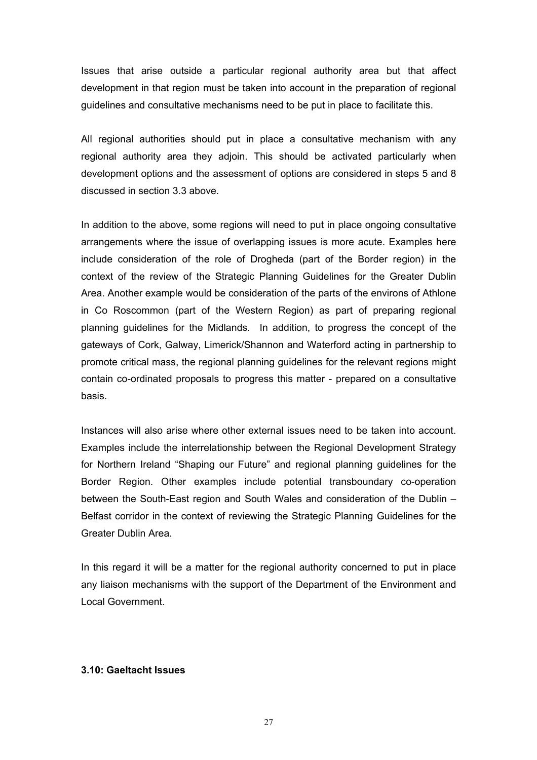Issues that arise outside a particular regional authority area but that affect development in that region must be taken into account in the preparation of regional guidelines and consultative mechanisms need to be put in place to facilitate this.

All regional authorities should put in place a consultative mechanism with any regional authority area they adjoin. This should be activated particularly when development options and the assessment of options are considered in steps 5 and 8 discussed in section 3.3 above.

In addition to the above, some regions will need to put in place ongoing consultative arrangements where the issue of overlapping issues is more acute. Examples here include consideration of the role of Drogheda (part of the Border region) in the context of the review of the Strategic Planning Guidelines for the Greater Dublin Area. Another example would be consideration of the parts of the environs of Athlone in Co Roscommon (part of the Western Region) as part of preparing regional planning guidelines for the Midlands. In addition, to progress the concept of the gateways of Cork, Galway, Limerick/Shannon and Waterford acting in partnership to promote critical mass, the regional planning guidelines for the relevant regions might contain co-ordinated proposals to progress this matter - prepared on a consultative basis.

Instances will also arise where other external issues need to be taken into account. Examples include the interrelationship between the Regional Development Strategy for Northern Ireland "Shaping our Future" and regional planning guidelines for the Border Region. Other examples include potential transboundary co-operation between the South-East region and South Wales and consideration of the Dublin – Belfast corridor in the context of reviewing the Strategic Planning Guidelines for the Greater Dublin Area.

In this regard it will be a matter for the regional authority concerned to put in place any liaison mechanisms with the support of the Department of the Environment and Local Government.

### 3.10: Gaeltacht Issues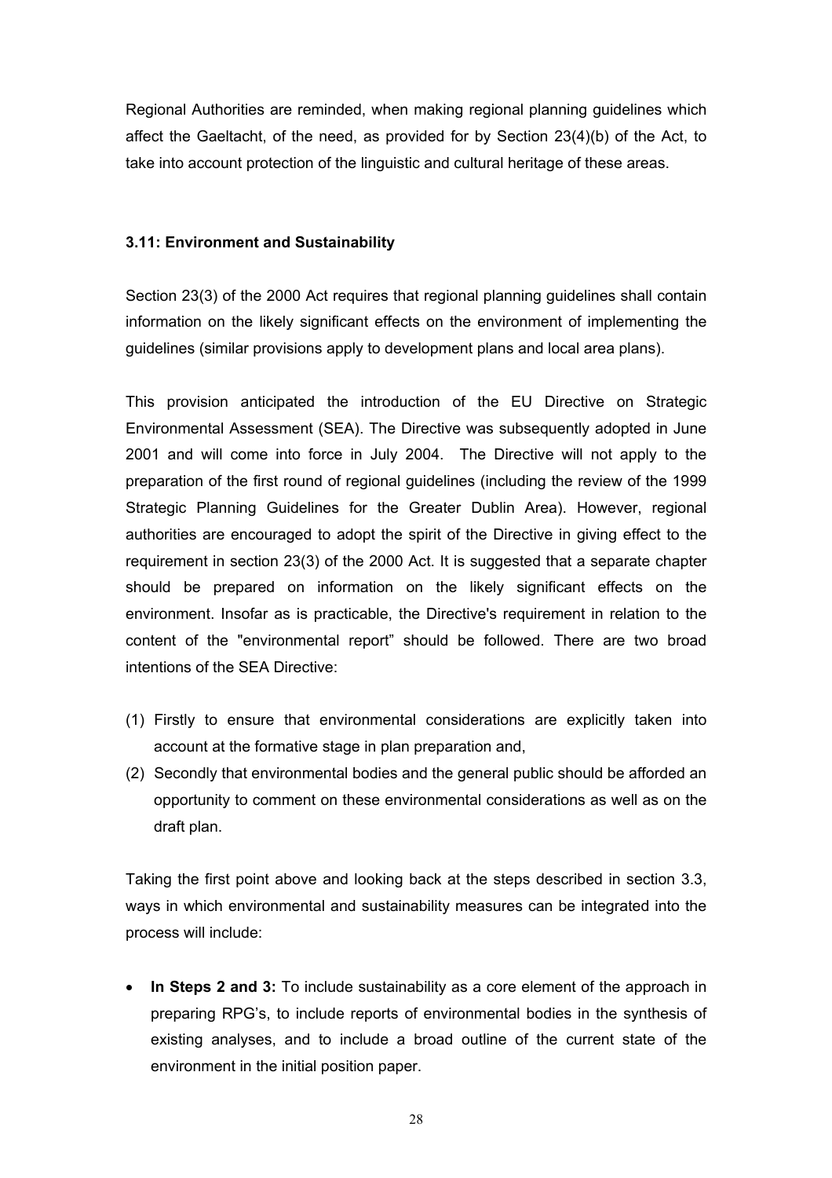Regional Authorities are reminded, when making regional planning guidelines which affect the Gaeltacht, of the need, as provided for by Section 23(4)(b) of the Act, to take into account protection of the linguistic and cultural heritage of these areas.

### 3.11: Environment and Sustainability

Section 23(3) of the 2000 Act requires that regional planning guidelines shall contain information on the likely significant effects on the environment of implementing the guidelines (similar provisions apply to development plans and local area plans).

This provision anticipated the introduction of the EU Directive on Strategic Environmental Assessment (SEA). The Directive was subsequently adopted in June 2001 and will come into force in July 2004. The Directive will not apply to the preparation of the first round of regional guidelines (including the review of the 1999 Strategic Planning Guidelines for the Greater Dublin Area). However, regional authorities are encouraged to adopt the spirit of the Directive in giving effect to the requirement in section 23(3) of the 2000 Act. It is suggested that a separate chapter should be prepared on information on the likely significant effects on the environment. Insofar as is practicable, the Directive's requirement in relation to the content of the "environmental report" should be followed. There are two broad intentions of the SEA Directive:

(1) Firstly to ensure that environmental considerations are explicitly taken into account at the formative stage in plan preparation and,
(2) Secondly that environmental bodies and the general public should be afforded an opportunity to comment on these environmental considerations as well as on the draft plan.

Taking the first point above and looking back at the steps described in section 3.3, ways in which environmental and sustainability measures can be integrated into the process will include:

- **In Steps 2 and 3:** To include sustainability as a core element of the approach in preparing RPG's, to include reports of environmental bodies in the synthesis of existing analyses, and to include a broad outline of the current state of the environment in the initial position paper.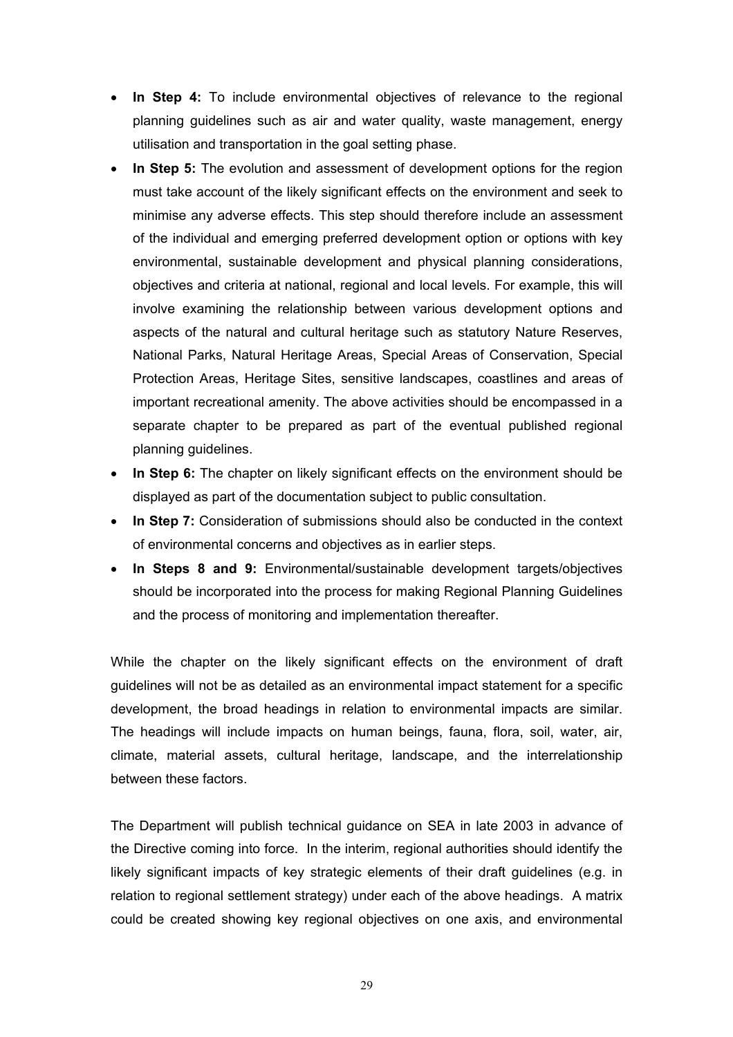- **In Step 4:** To include environmental objectives of relevance to the regional planning guidelines such as air and water quality, waste management, energy utilisation and transportation in the goal setting phase.
- **In Step 5:** The evolution and assessment of development options for the region must take account of the likely significant effects on the environment and seek to minimise any adverse effects. This step should therefore include an assessment of the individual and emerging preferred development option or options with key environmental, sustainable development and physical planning considerations, objectives and criteria at national, regional and local levels. For example, this will involve examining the relationship between various development options and aspects of the natural and cultural heritage such as statutory Nature Reserves, National Parks, Natural Heritage Areas, Special Areas of Conservation, Special Protection Areas, Heritage Sites, sensitive landscapes, coastlines and areas of important recreational amenity. The above activities should be encompassed in a separate chapter to be prepared as part of the eventual published regional planning guidelines.
- **In Step 6:** The chapter on likely significant effects on the environment should be displayed as part of the documentation subject to public consultation.
- **In Step 7:** Consideration of submissions should also be conducted in the context of environmental concerns and objectives as in earlier steps.
- **In Steps 8 and 9:** Environmental/sustainable development targets/objectives should be incorporated into the process for making Regional Planning Guidelines and the process of monitoring and implementation thereafter.

While the chapter on the likely significant effects on the environment of draft guidelines will not be as detailed as an environmental impact statement for a specific development, the broad headings in relation to environmental impacts are similar. The headings will include impacts on human beings, fauna, flora, soil, water, air, climate, material assets, cultural heritage, landscape, and the interrelationship between these factors.

The Department will publish technical guidance on SEA in late 2003 in advance of the Directive coming into force. In the interim, regional authorities should identify the likely significant impacts of key strategic elements of their draft guidelines (e.g. in relation to regional settlement strategy) under each of the above headings. A matrix could be created showing key regional objectives on one axis, and environmental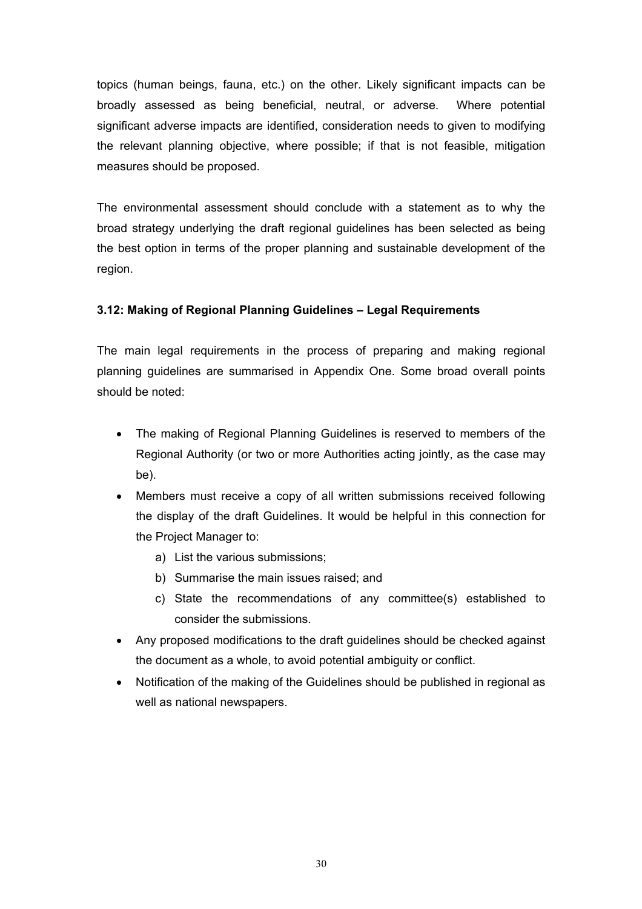topics (human beings, fauna, etc.) on the other. Likely significant impacts can be broadly assessed as being beneficial, neutral, or adverse. Where potential significant adverse impacts are identified, consideration needs to given to modifying the relevant planning objective, where possible; if that is not feasible, mitigation measures should be proposed.

The environmental assessment should conclude with a statement as to why the broad strategy underlying the draft regional guidelines has been selected as being the best option in terms of the proper planning and sustainable development of the region.

**3.12: Making of Regional Planning Guidelines – Legal Requirements**

The main legal requirements in the process of preparing and making regional planning guidelines are summarised in Appendix One. Some broad overall points should be noted:

- The making of Regional Planning Guidelines is reserved to members of the Regional Authority (or two or more Authorities acting jointly, as the case may be).
- Members must receive a copy of all written submissions received following the display of the draft Guidelines. It would be helpful in this connection for the Project Manager to:
    a) List the various submissions;
    b) Summarise the main issues raised; and
    c) State the recommendations of any committee(s) established to consider the submissions.
- Any proposed modifications to the draft guidelines should be checked against the document as a whole, to avoid potential ambiguity or conflict.
- Notification of the making of the Guidelines should be published in regional as well as national newspapers.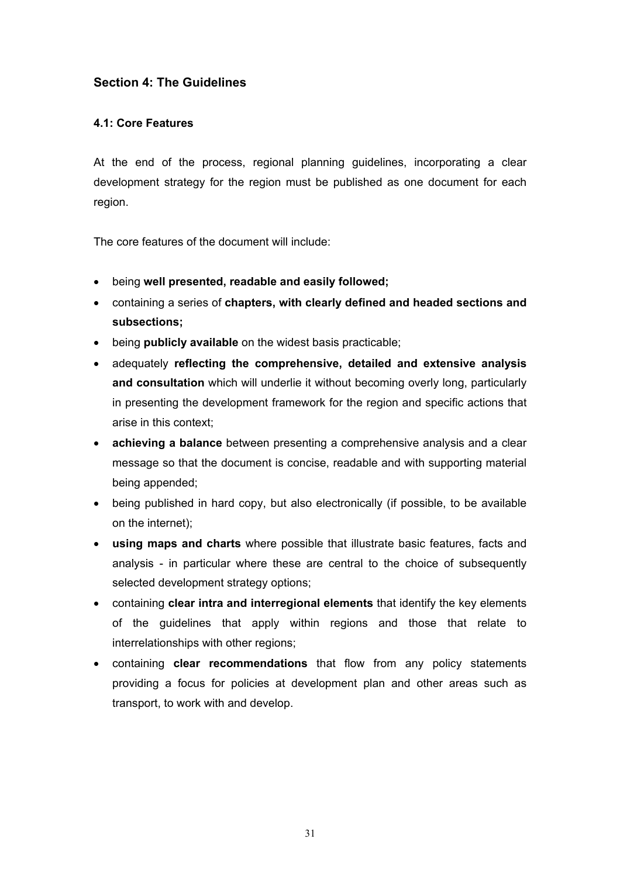## Section 4: The Guidelines

### 4.1: Core Features

At the end of the process, regional planning guidelines, incorporating a clear development strategy for the region must be published as one document for each region.

The core features of the document will include:

- being **well presented, readable and easily followed;**
- containing a series of **chapters, with clearly defined and headed sections and subsections;**
- being **publicly available** on the widest basis practicable;
- adequately **reflecting the comprehensive, detailed and extensive analysis and consultation** which will underlie it without becoming overly long, particularly in presenting the development framework for the region and specific actions that arise in this context;
- **achieving a balance** between presenting a comprehensive analysis and a clear message so that the document is concise, readable and with supporting material being appended;
- being published in hard copy, but also electronically (if possible, to be available on the internet);
- **using maps and charts** where possible that illustrate basic features, facts and analysis - in particular where these are central to the choice of subsequently selected development strategy options;
- containing **clear intra and interregional elements** that identify the key elements of the guidelines that apply within regions and those that relate to interrelationships with other regions;
- containing **clear recommendations** that flow from any policy statements providing a focus for policies at development plan and other areas such as transport, to work with and develop.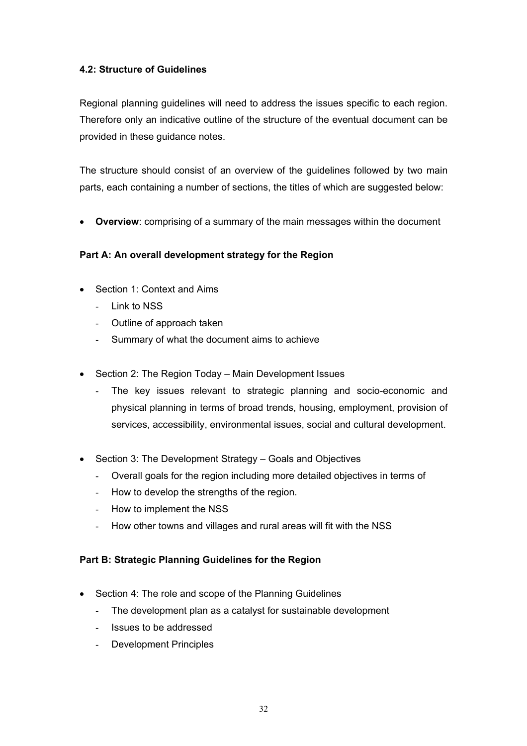### 4.2: Structure of Guidelines

Regional planning guidelines will need to address the issues specific to each region. Therefore only an indicative outline of the structure of the eventual document can be provided in these guidance notes.

The structure should consist of an overview of the guidelines followed by two main parts, each containing a number of sections, the titles of which are suggested below:

- **Overview**: comprising of a summary of the main messages within the document

**Part A: An overall development strategy for the Region**

- Section 1: Context and Aims
  - Link to NSS
  - Outline of approach taken
  - Summary of what the document aims to achieve
- Section 2: The Region Today – Main Development Issues
  - The key issues relevant to strategic planning and socio-economic and physical planning in terms of broad trends, housing, employment, provision of services, accessibility, environmental issues, social and cultural development.
- Section 3: The Development Strategy – Goals and Objectives
  - Overall goals for the region including more detailed objectives in terms of
  - How to develop the strengths of the region.
  - How to implement the NSS
  - How other towns and villages and rural areas will fit with the NSS

**Part B: Strategic Planning Guidelines for the Region**

- Section 4: The role and scope of the Planning Guidelines
  - The development plan as a catalyst for sustainable development
  - Issues to be addressed
  - Development Principles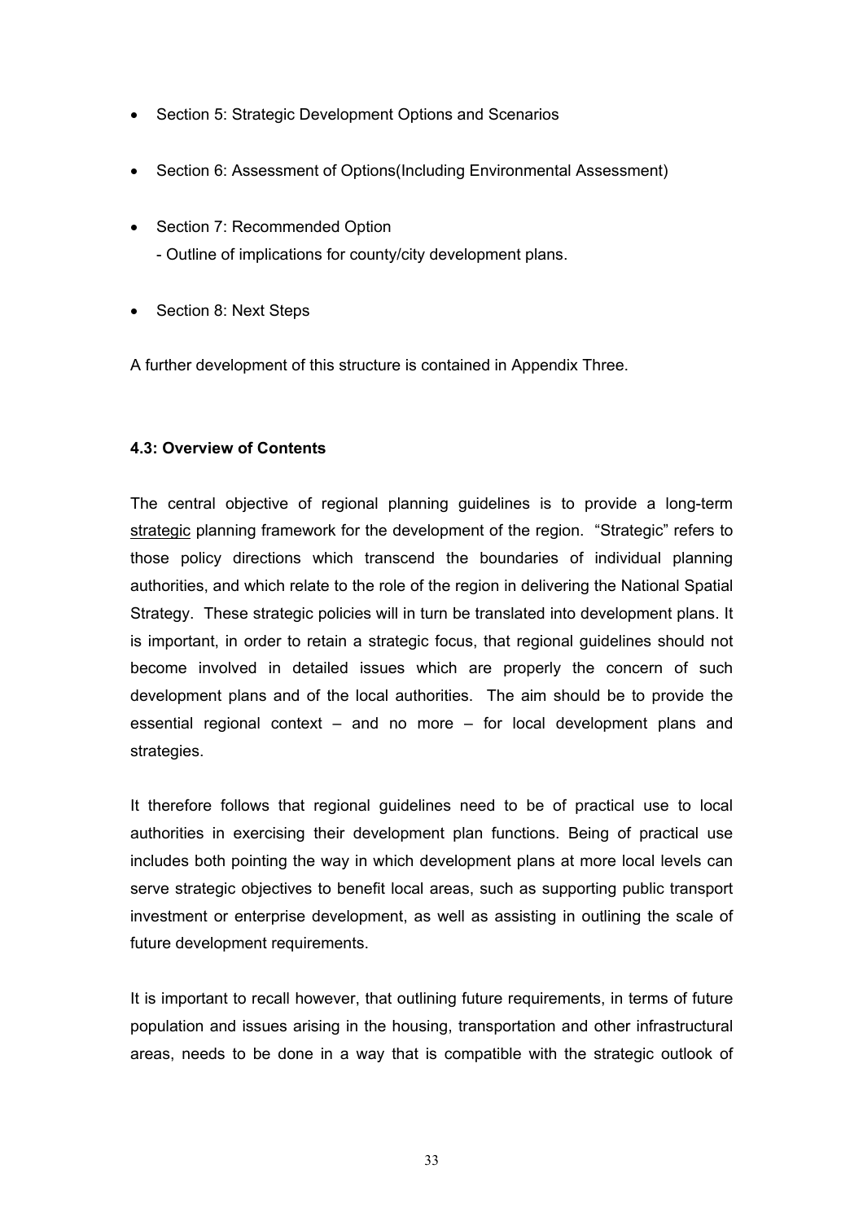- Section 5: Strategic Development Options and Scenarios
- Section 6: Assessment of Options(Including Environmental Assessment)
- Section 7: Recommended Option
  - Outline of implications for county/city development plans.
- Section 8: Next Steps

A further development of this structure is contained in Appendix Three.

#### 4.3: Overview of Contents

The central objective of regional planning guidelines is to provide a long-term strategic planning framework for the development of the region. "Strategic" refers to those policy directions which transcend the boundaries of individual planning authorities, and which relate to the role of the region in delivering the National Spatial Strategy. These strategic policies will in turn be translated into development plans. It is important, in order to retain a strategic focus, that regional guidelines should not become involved in detailed issues which are properly the concern of such development plans and of the local authorities. The aim should be to provide the essential regional context – and no more – for local development plans and strategies.

It therefore follows that regional guidelines need to be of practical use to local authorities in exercising their development plan functions. Being of practical use includes both pointing the way in which development plans at more local levels can serve strategic objectives to benefit local areas, such as supporting public transport investment or enterprise development, as well as assisting in outlining the scale of future development requirements.

It is important to recall however, that outlining future requirements, in terms of future population and issues arising in the housing, transportation and other infrastructural areas, needs to be done in a way that is compatible with the strategic outlook of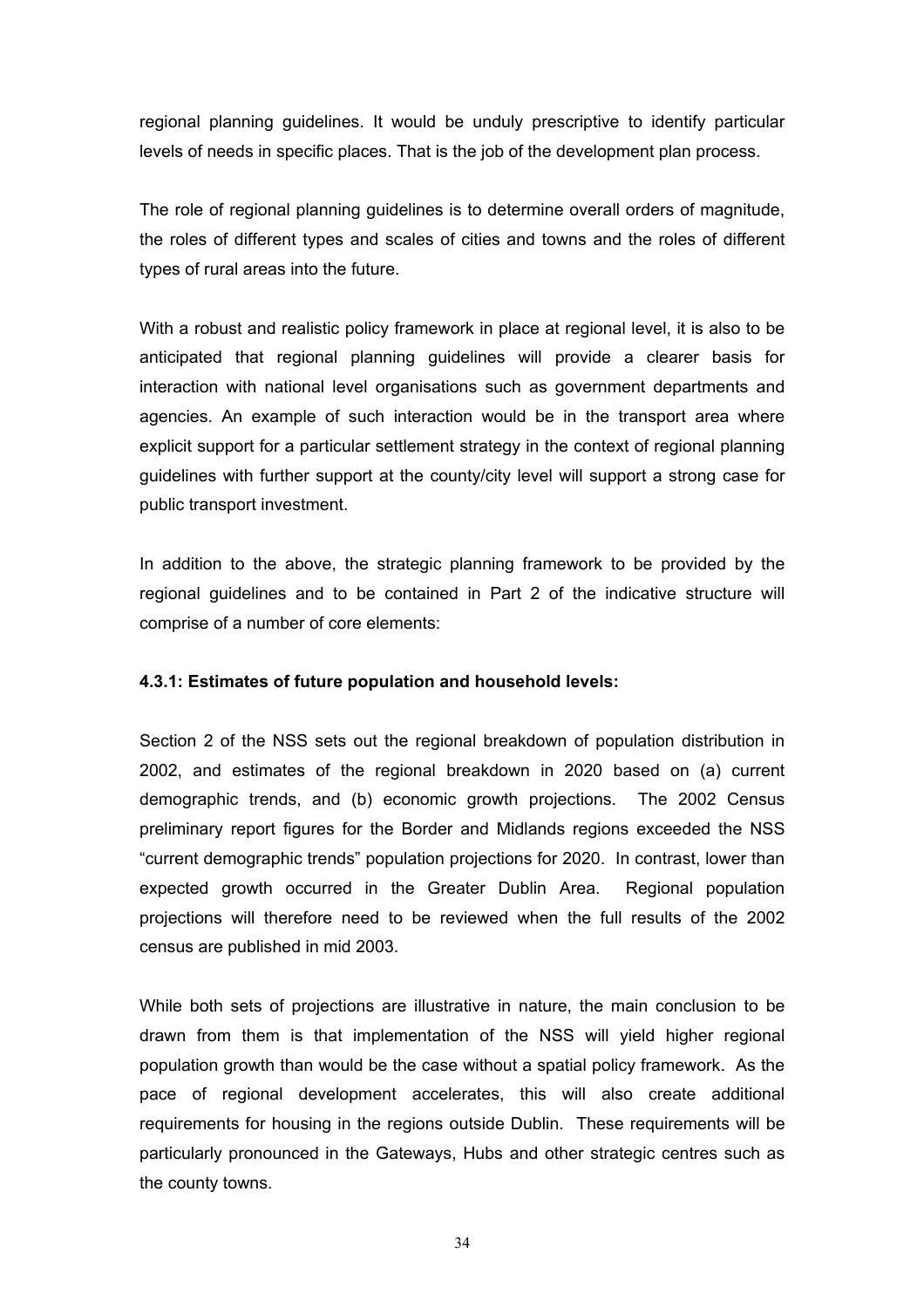regional planning guidelines. It would be unduly prescriptive to identify particular levels of needs in specific places. That is the job of the development plan process.

The role of regional planning guidelines is to determine overall orders of magnitude, the roles of different types and scales of cities and towns and the roles of different types of rural areas into the future.

With a robust and realistic policy framework in place at regional level, it is also to be anticipated that regional planning guidelines will provide a clearer basis for interaction with national level organisations such as government departments and agencies. An example of such interaction would be in the transport area where explicit support for a particular settlement strategy in the context of regional planning guidelines with further support at the county/city level will support a strong case for public transport investment.

In addition to the above, the strategic planning framework to be provided by the regional guidelines and to be contained in Part 2 of the indicative structure will comprise of a number of core elements:

#### 4.3.1: Estimates of future population and household levels:

Section 2 of the NSS sets out the regional breakdown of population distribution in 2002, and estimates of the regional breakdown in 2020 based on (a) current demographic trends, and (b) economic growth projections. The 2002 Census preliminary report figures for the Border and Midlands regions exceeded the NSS "current demographic trends" population projections for 2020. In contrast, lower than expected growth occurred in the Greater Dublin Area. Regional population projections will therefore need to be reviewed when the full results of the 2002 census are published in mid 2003.

While both sets of projections are illustrative in nature, the main conclusion to be drawn from them is that implementation of the NSS will yield higher regional population growth than would be the case without a spatial policy framework. As the pace of regional development accelerates, this will also create additional requirements for housing in the regions outside Dublin. These requirements will be particularly pronounced in the Gateways, Hubs and other strategic centres such as the county towns.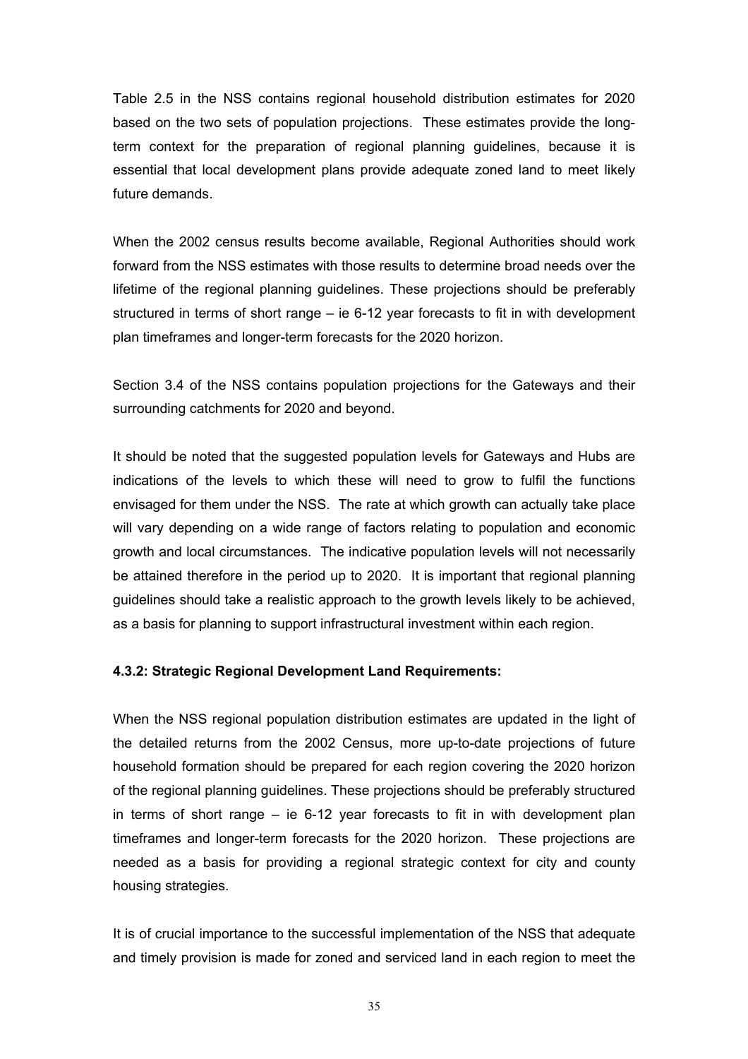Table 2.5 in the NSS contains regional household distribution estimates for 2020 based on the two sets of population projections. These estimates provide the long-term context for the preparation of regional planning guidelines, because it is essential that local development plans provide adequate zoned land to meet likely future demands.

When the 2002 census results become available, Regional Authorities should work forward from the NSS estimates with those results to determine broad needs over the lifetime of the regional planning guidelines. These projections should be preferably structured in terms of short range – ie 6-12 year forecasts to fit in with development plan timeframes and longer-term forecasts for the 2020 horizon.

Section 3.4 of the NSS contains population projections for the Gateways and their surrounding catchments for 2020 and beyond.

It should be noted that the suggested population levels for Gateways and Hubs are indications of the levels to which these will need to grow to fulfil the functions envisaged for them under the NSS. The rate at which growth can actually take place will vary depending on a wide range of factors relating to population and economic growth and local circumstances. The indicative population levels will not necessarily be attained therefore in the period up to 2020. It is important that regional planning guidelines should take a realistic approach to the growth levels likely to be achieved, as a basis for planning to support infrastructural investment within each region.

**4.3.2: Strategic Regional Development Land Requirements:**

When the NSS regional population distribution estimates are updated in the light of the detailed returns from the 2002 Census, more up-to-date projections of future household formation should be prepared for each region covering the 2020 horizon of the regional planning guidelines. These projections should be preferably structured in terms of short range – ie 6-12 year forecasts to fit in with development plan timeframes and longer-term forecasts for the 2020 horizon. These projections are needed as a basis for providing a regional strategic context for city and county housing strategies.

It is of crucial importance to the successful implementation of the NSS that adequate and timely provision is made for zoned and serviced land in each region to meet the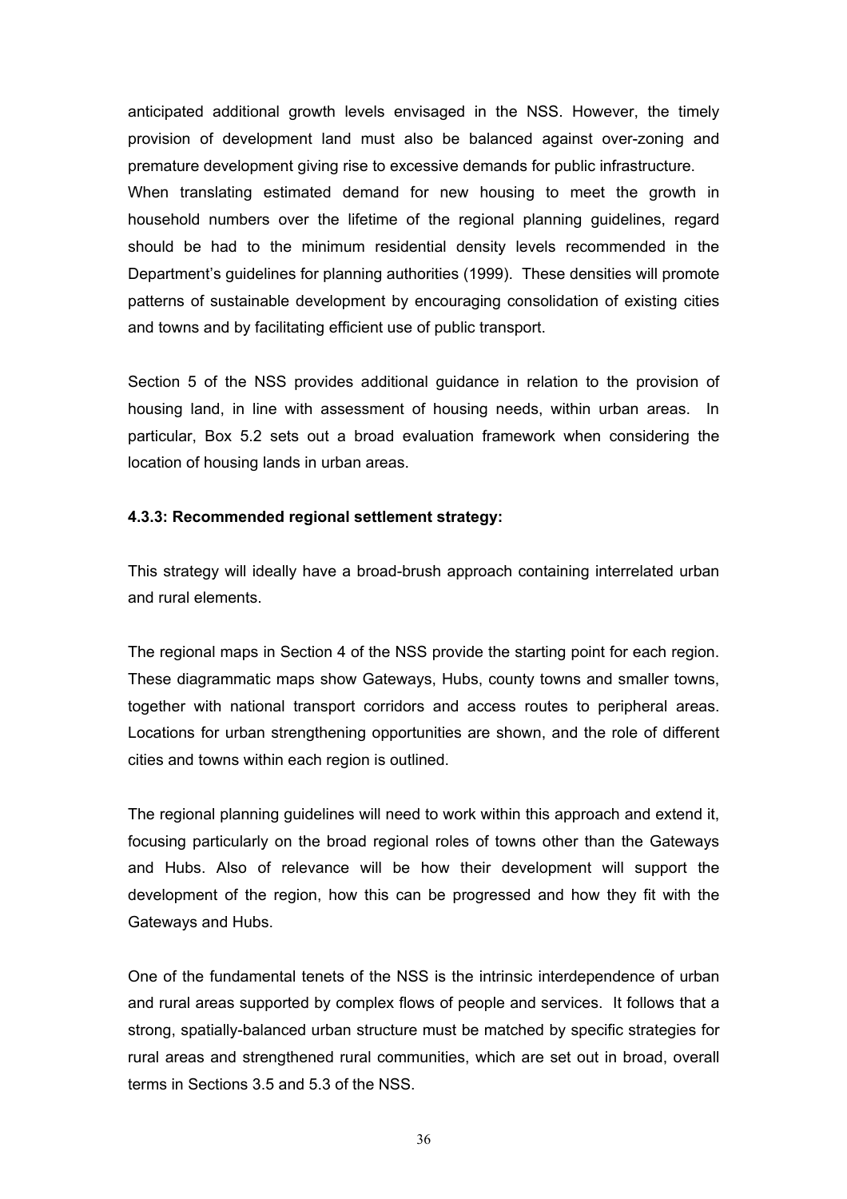anticipated additional growth levels envisaged in the NSS. However, the timely provision of development land must also be balanced against over-zoning and premature development giving rise to excessive demands for public infrastructure.
When translating estimated demand for new housing to meet the growth in household numbers over the lifetime of the regional planning guidelines, regard should be had to the minimum residential density levels recommended in the Department's guidelines for planning authorities (1999). These densities will promote patterns of sustainable development by encouraging consolidation of existing cities and towns and by facilitating efficient use of public transport.

Section 5 of the NSS provides additional guidance in relation to the provision of housing land, in line with assessment of housing needs, within urban areas. In particular, Box 5.2 sets out a broad evaluation framework when considering the location of housing lands in urban areas.

**4.3.3: Recommended regional settlement strategy:**

This strategy will ideally have a broad-brush approach containing interrelated urban and rural elements.

The regional maps in Section 4 of the NSS provide the starting point for each region. These diagrammatic maps show Gateways, Hubs, county towns and smaller towns, together with national transport corridors and access routes to peripheral areas. Locations for urban strengthening opportunities are shown, and the role of different cities and towns within each region is outlined.

The regional planning guidelines will need to work within this approach and extend it, focusing particularly on the broad regional roles of towns other than the Gateways and Hubs. Also of relevance will be how their development will support the development of the region, how this can be progressed and how they fit with the Gateways and Hubs.

One of the fundamental tenets of the NSS is the intrinsic interdependence of urban and rural areas supported by complex flows of people and services. It follows that a strong, spatially-balanced urban structure must be matched by specific strategies for rural areas and strengthened rural communities, which are set out in broad, overall terms in Sections 3.5 and 5.3 of the NSS.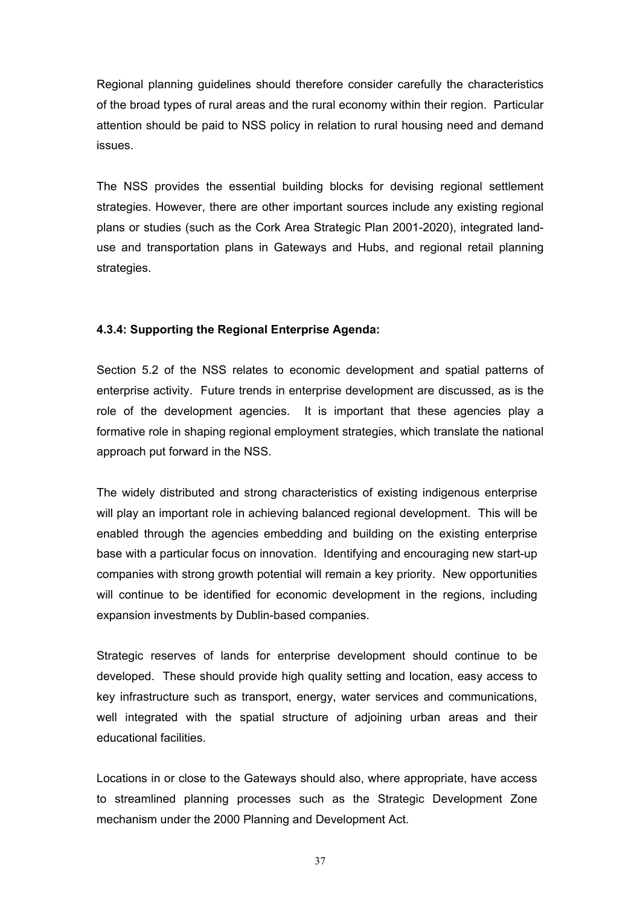Regional planning guidelines should therefore consider carefully the characteristics of the broad types of rural areas and the rural economy within their region. Particular attention should be paid to NSS policy in relation to rural housing need and demand issues.

The NSS provides the essential building blocks for devising regional settlement strategies. However, there are other important sources include any existing regional plans or studies (such as the Cork Area Strategic Plan 2001-2020), integrated land-use and transportation plans in Gateways and Hubs, and regional retail planning strategies.

#### 4.3.4: Supporting the Regional Enterprise Agenda:

Section 5.2 of the NSS relates to economic development and spatial patterns of enterprise activity. Future trends in enterprise development are discussed, as is the role of the development agencies. It is important that these agencies play a formative role in shaping regional employment strategies, which translate the national approach put forward in the NSS.

The widely distributed and strong characteristics of existing indigenous enterprise will play an important role in achieving balanced regional development. This will be enabled through the agencies embedding and building on the existing enterprise base with a particular focus on innovation. Identifying and encouraging new start-up companies with strong growth potential will remain a key priority. New opportunities will continue to be identified for economic development in the regions, including expansion investments by Dublin-based companies.

Strategic reserves of lands for enterprise development should continue to be developed. These should provide high quality setting and location, easy access to key infrastructure such as transport, energy, water services and communications, well integrated with the spatial structure of adjoining urban areas and their educational facilities.

Locations in or close to the Gateways should also, where appropriate, have access to streamlined planning processes such as the Strategic Development Zone mechanism under the 2000 Planning and Development Act.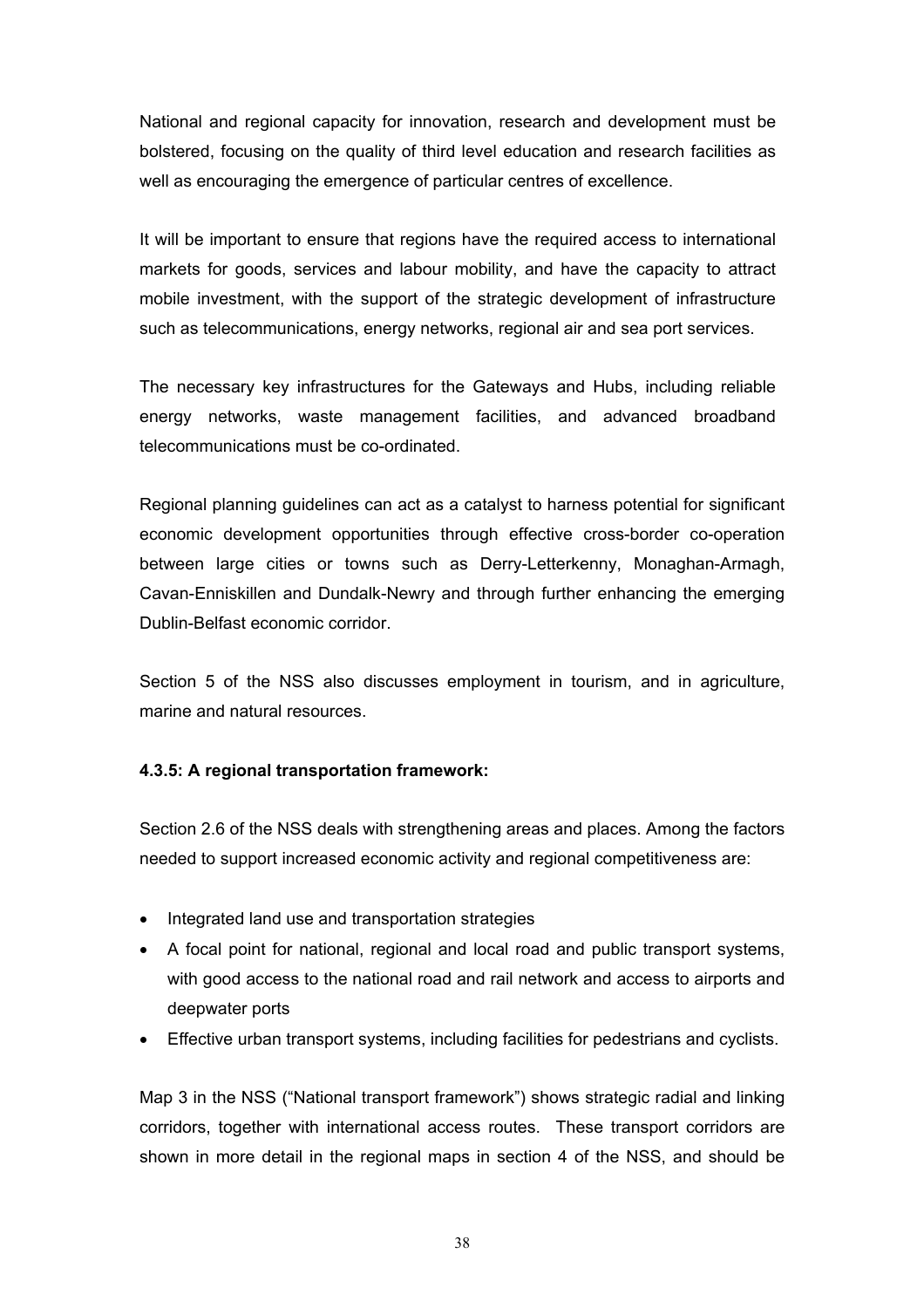National and regional capacity for innovation, research and development must be bolstered, focusing on the quality of third level education and research facilities as well as encouraging the emergence of particular centres of excellence.

It will be important to ensure that regions have the required access to international markets for goods, services and labour mobility, and have the capacity to attract mobile investment, with the support of the strategic development of infrastructure such as telecommunications, energy networks, regional air and sea port services.

The necessary key infrastructures for the Gateways and Hubs, including reliable energy networks, waste management facilities, and advanced broadband telecommunications must be co-ordinated.

Regional planning guidelines can act as a catalyst to harness potential for significant economic development opportunities through effective cross-border co-operation between large cities or towns such as Derry-Letterkenny, Monaghan-Armagh, Cavan-Enniskillen and Dundalk-Newry and through further enhancing the emerging Dublin-Belfast economic corridor.

Section 5 of the NSS also discusses employment in tourism, and in agriculture, marine and natural resources.

**4.3.5: A regional transportation framework:**

Section 2.6 of the NSS deals with strengthening areas and places. Among the factors needed to support increased economic activity and regional competitiveness are:

- Integrated land use and transportation strategies
- A focal point for national, regional and local road and public transport systems, with good access to the national road and rail network and access to airports and deepwater ports
- Effective urban transport systems, including facilities for pedestrians and cyclists.

Map 3 in the NSS ("National transport framework") shows strategic radial and linking corridors, together with international access routes. These transport corridors are shown in more detail in the regional maps in section 4 of the NSS, and should be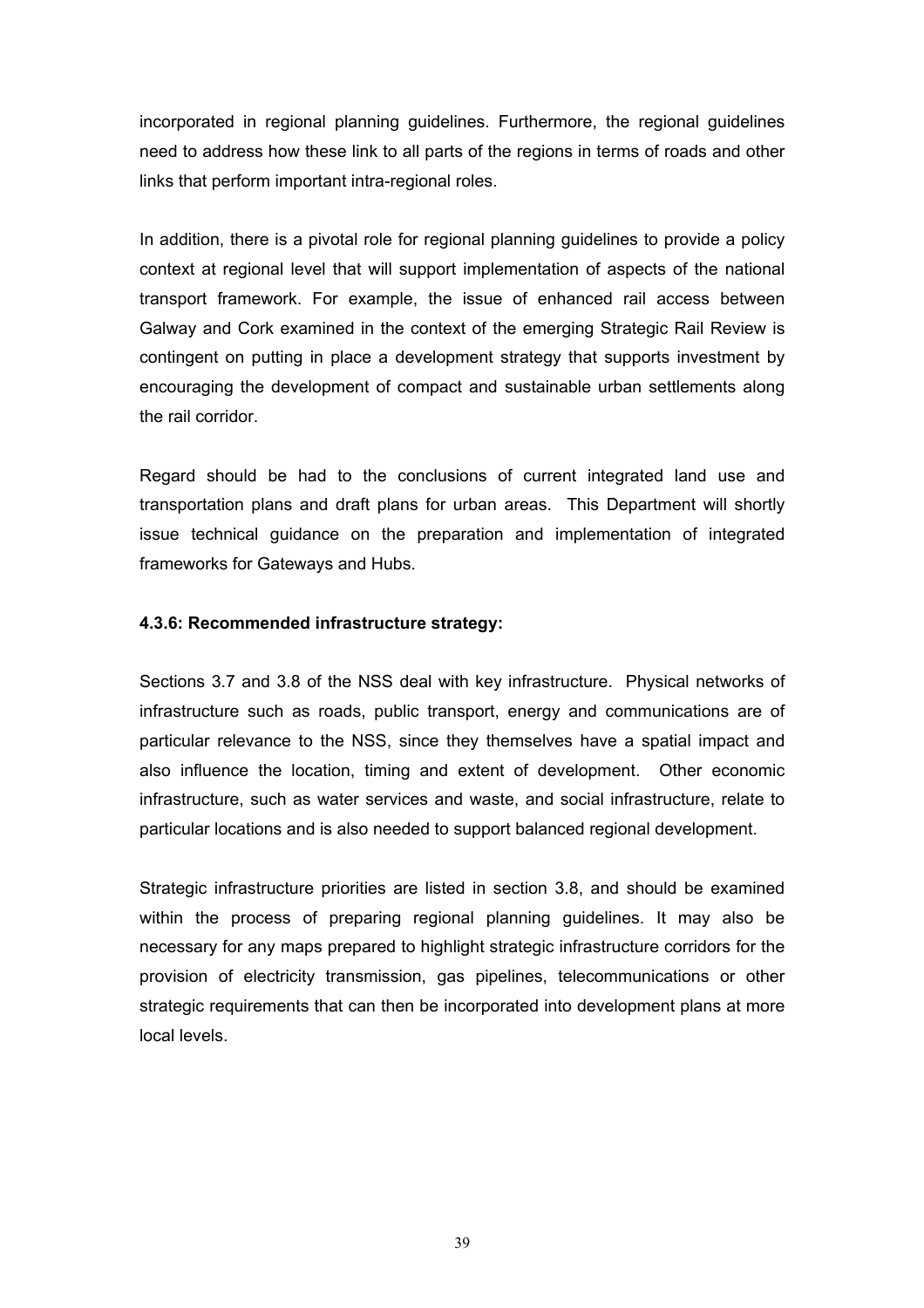incorporated in regional planning guidelines. Furthermore, the regional guidelines need to address how these link to all parts of the regions in terms of roads and other links that perform important intra-regional roles.

In addition, there is a pivotal role for regional planning guidelines to provide a policy context at regional level that will support implementation of aspects of the national transport framework. For example, the issue of enhanced rail access between Galway and Cork examined in the context of the emerging Strategic Rail Review is contingent on putting in place a development strategy that supports investment by encouraging the development of compact and sustainable urban settlements along the rail corridor.

Regard should be had to the conclusions of current integrated land use and transportation plans and draft plans for urban areas. This Department will shortly issue technical guidance on the preparation and implementation of integrated frameworks for Gateways and Hubs.

#### 4.3.6: Recommended infrastructure strategy:

Sections 3.7 and 3.8 of the NSS deal with key infrastructure. Physical networks of infrastructure such as roads, public transport, energy and communications are of particular relevance to the NSS, since they themselves have a spatial impact and also influence the location, timing and extent of development. Other economic infrastructure, such as water services and waste, and social infrastructure, relate to particular locations and is also needed to support balanced regional development.

Strategic infrastructure priorities are listed in section 3.8, and should be examined within the process of preparing regional planning guidelines. It may also be necessary for any maps prepared to highlight strategic infrastructure corridors for the provision of electricity transmission, gas pipelines, telecommunications or other strategic requirements that can then be incorporated into development plans at more local levels.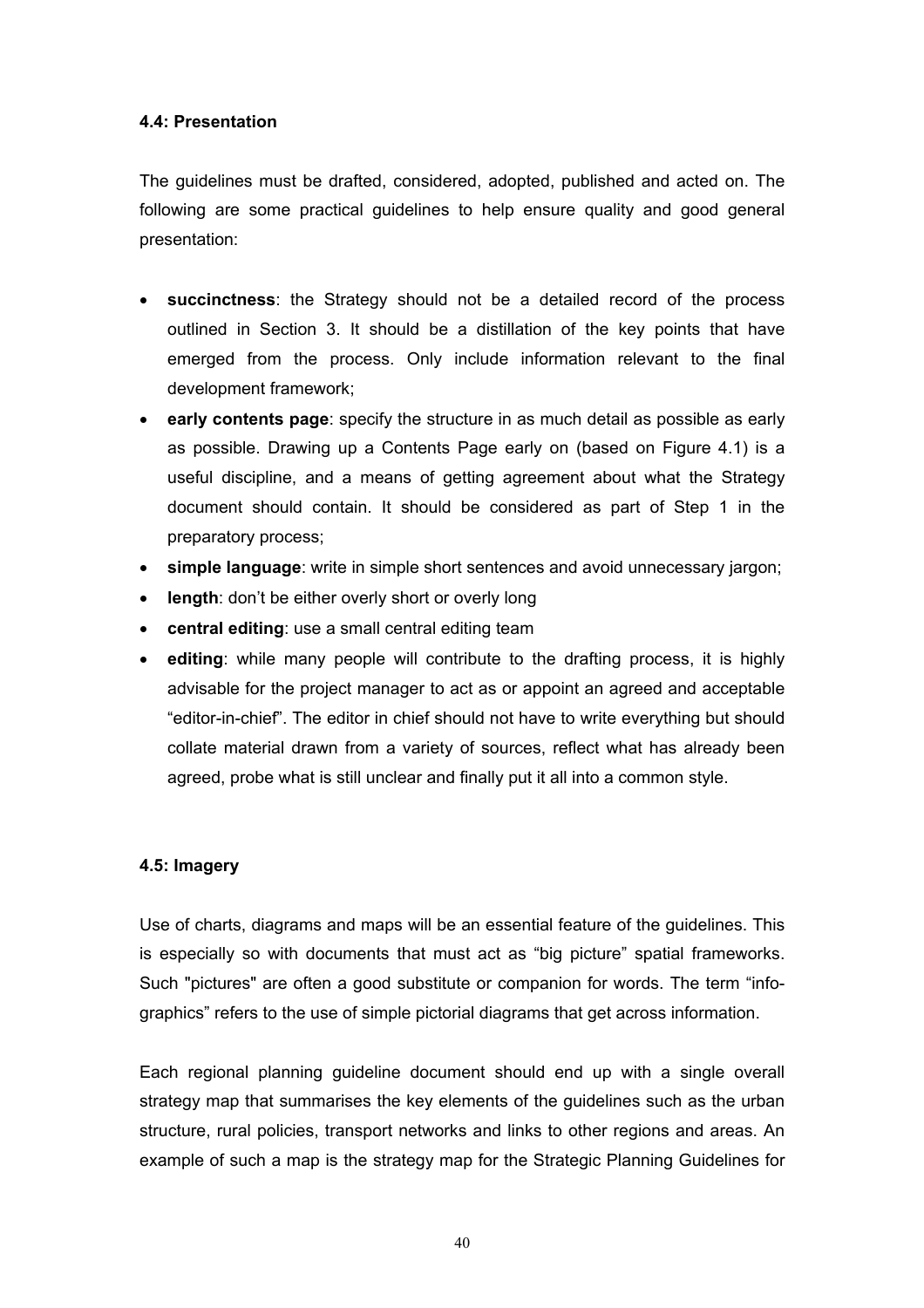#### 4.4: Presentation

The guidelines must be drafted, considered, adopted, published and acted on. The following are some practical guidelines to help ensure quality and good general presentation:

- **succinctness**: the Strategy should not be a detailed record of the process outlined in Section 3. It should be a distillation of the key points that have emerged from the process. Only include information relevant to the final development framework;
- **early contents page**: specify the structure in as much detail as possible as early as possible. Drawing up a Contents Page early on (based on Figure 4.1) is a useful discipline, and a means of getting agreement about what the Strategy document should contain. It should be considered as part of Step 1 in the preparatory process;
- **simple language**: write in simple short sentences and avoid unnecessary jargon;
- **length**: don't be either overly short or overly long
- **central editing**: use a small central editing team
- **editing**: while many people will contribute to the drafting process, it is highly advisable for the project manager to act as or appoint an agreed and acceptable "editor-in-chief". The editor in chief should not have to write everything but should collate material drawn from a variety of sources, reflect what has already been agreed, probe what is still unclear and finally put it all into a common style.

#### 4.5: Imagery

Use of charts, diagrams and maps will be an essential feature of the guidelines. This is especially so with documents that must act as "big picture" spatial frameworks. Such "pictures" are often a good substitute or companion for words. The term "info-graphics" refers to the use of simple pictorial diagrams that get across information.

Each regional planning guideline document should end up with a single overall strategy map that summarises the key elements of the guidelines such as the urban structure, rural policies, transport networks and links to other regions and areas. An example of such a map is the strategy map for the Strategic Planning Guidelines for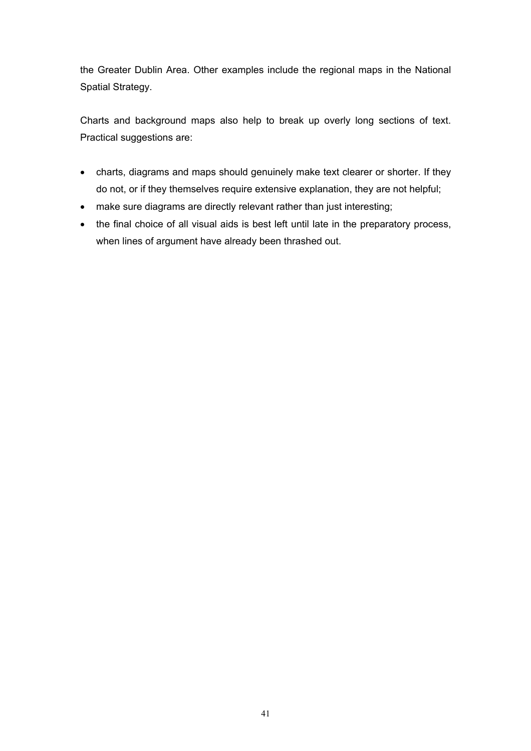the Greater Dublin Area. Other examples include the regional maps in the National Spatial Strategy.

Charts and background maps also help to break up overly long sections of text. Practical suggestions are:

- charts, diagrams and maps should genuinely make text clearer or shorter. If they do not, or if they themselves require extensive explanation, they are not helpful;
- make sure diagrams are directly relevant rather than just interesting;
- the final choice of all visual aids is best left until late in the preparatory process, when lines of argument have already been thrashed out.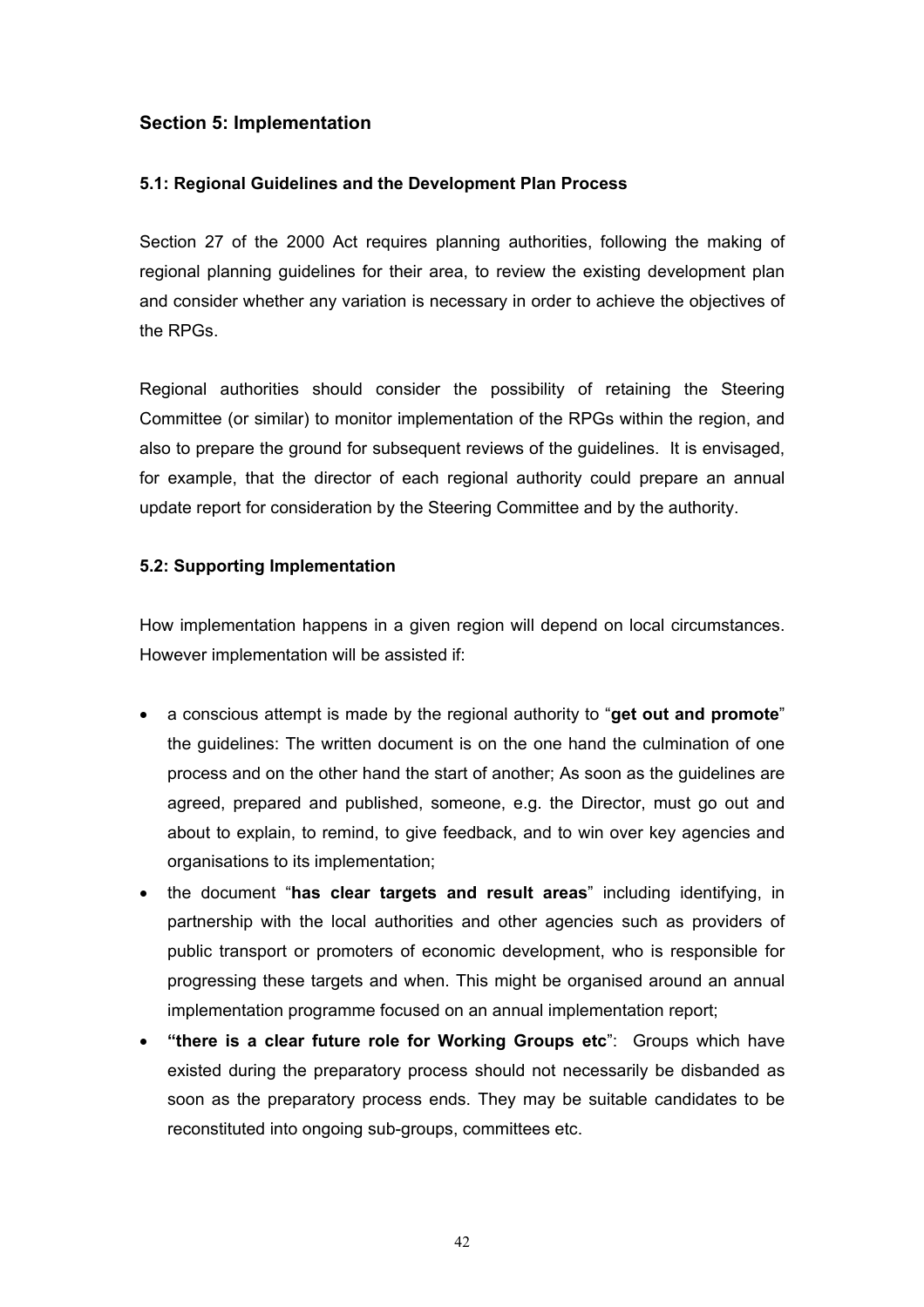## Section 5: Implementation

### 5.1: Regional Guidelines and the Development Plan Process

Section 27 of the 2000 Act requires planning authorities, following the making of regional planning guidelines for their area, to review the existing development plan and consider whether any variation is necessary in order to achieve the objectives of the RPGs.

Regional authorities should consider the possibility of retaining the Steering Committee (or similar) to monitor implementation of the RPGs within the region, and also to prepare the ground for subsequent reviews of the guidelines. It is envisaged, for example, that the director of each regional authority could prepare an annual update report for consideration by the Steering Committee and by the authority.

### 5.2: Supporting Implementation

How implementation happens in a given region will depend on local circumstances. However implementation will be assisted if:

- a conscious attempt is made by the regional authority to "**get out and promote**" the guidelines: The written document is on the one hand the culmination of one process and on the other hand the start of another; As soon as the guidelines are agreed, prepared and published, someone, e.g. the Director, must go out and about to explain, to remind, to give feedback, and to win over key agencies and organisations to its implementation;
- the document "**has clear targets and result areas**" including identifying, in partnership with the local authorities and other agencies such as providers of public transport or promoters of economic development, who is responsible for progressing these targets and when. This might be organised around an annual implementation programme focused on an annual implementation report;
- **"there is a clear future role for Working Groups etc**": Groups which have existed during the preparatory process should not necessarily be disbanded as soon as the preparatory process ends. They may be suitable candidates to be reconstituted into ongoing sub-groups, committees etc.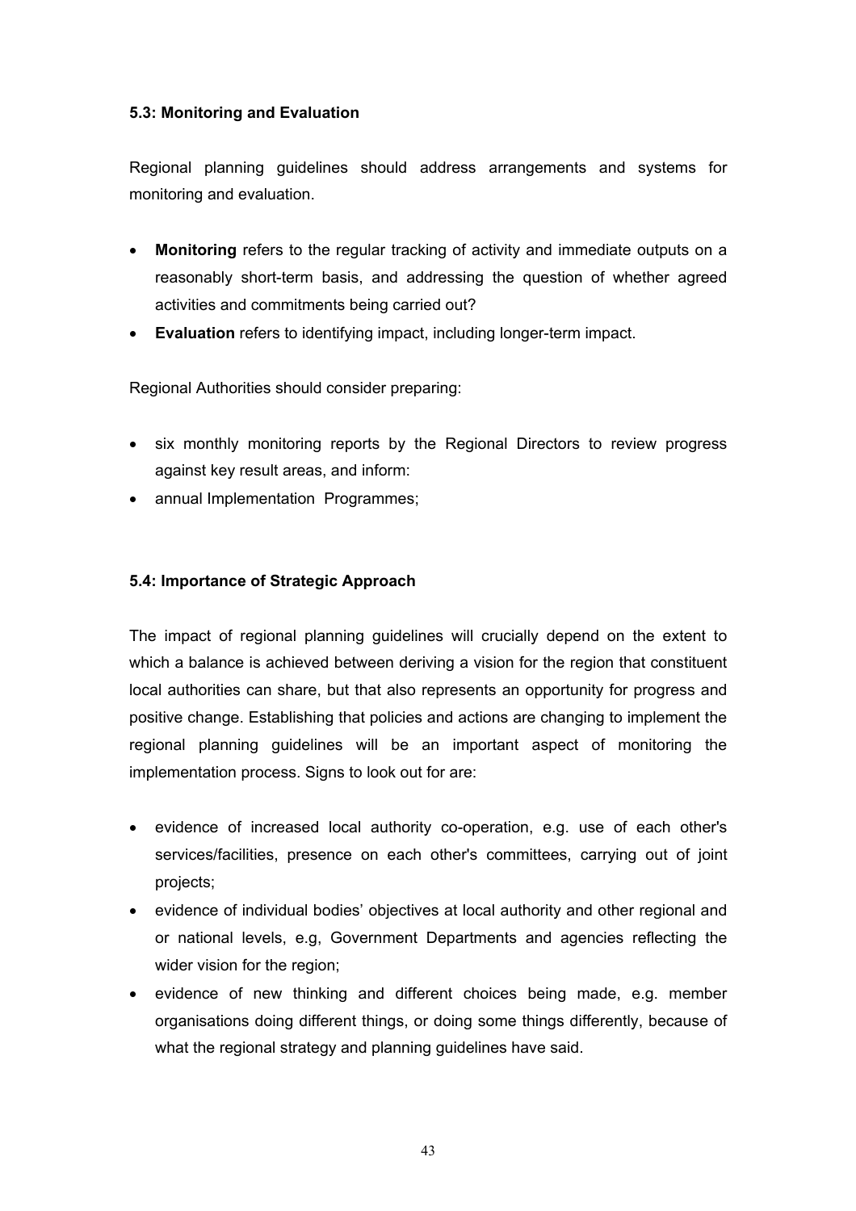### 5.3: Monitoring and Evaluation

Regional planning guidelines should address arrangements and systems for monitoring and evaluation.

- **Monitoring** refers to the regular tracking of activity and immediate outputs on a reasonably short-term basis, and addressing the question of whether agreed activities and commitments being carried out?
- **Evaluation** refers to identifying impact, including longer-term impact.

Regional Authorities should consider preparing:

- six monthly monitoring reports by the Regional Directors to review progress against key result areas, and inform:
- annual Implementation Programmes;

### 5.4: Importance of Strategic Approach

The impact of regional planning guidelines will crucially depend on the extent to which a balance is achieved between deriving a vision for the region that constituent local authorities can share, but that also represents an opportunity for progress and positive change. Establishing that policies and actions are changing to implement the regional planning guidelines will be an important aspect of monitoring the implementation process. Signs to look out for are:

- evidence of increased local authority co-operation, e.g. use of each other's services/facilities, presence on each other's committees, carrying out of joint projects;
- evidence of individual bodies' objectives at local authority and other regional and or national levels, e.g, Government Departments and agencies reflecting the wider vision for the region;
- evidence of new thinking and different choices being made, e.g. member organisations doing different things, or doing some things differently, because of what the regional strategy and planning guidelines have said.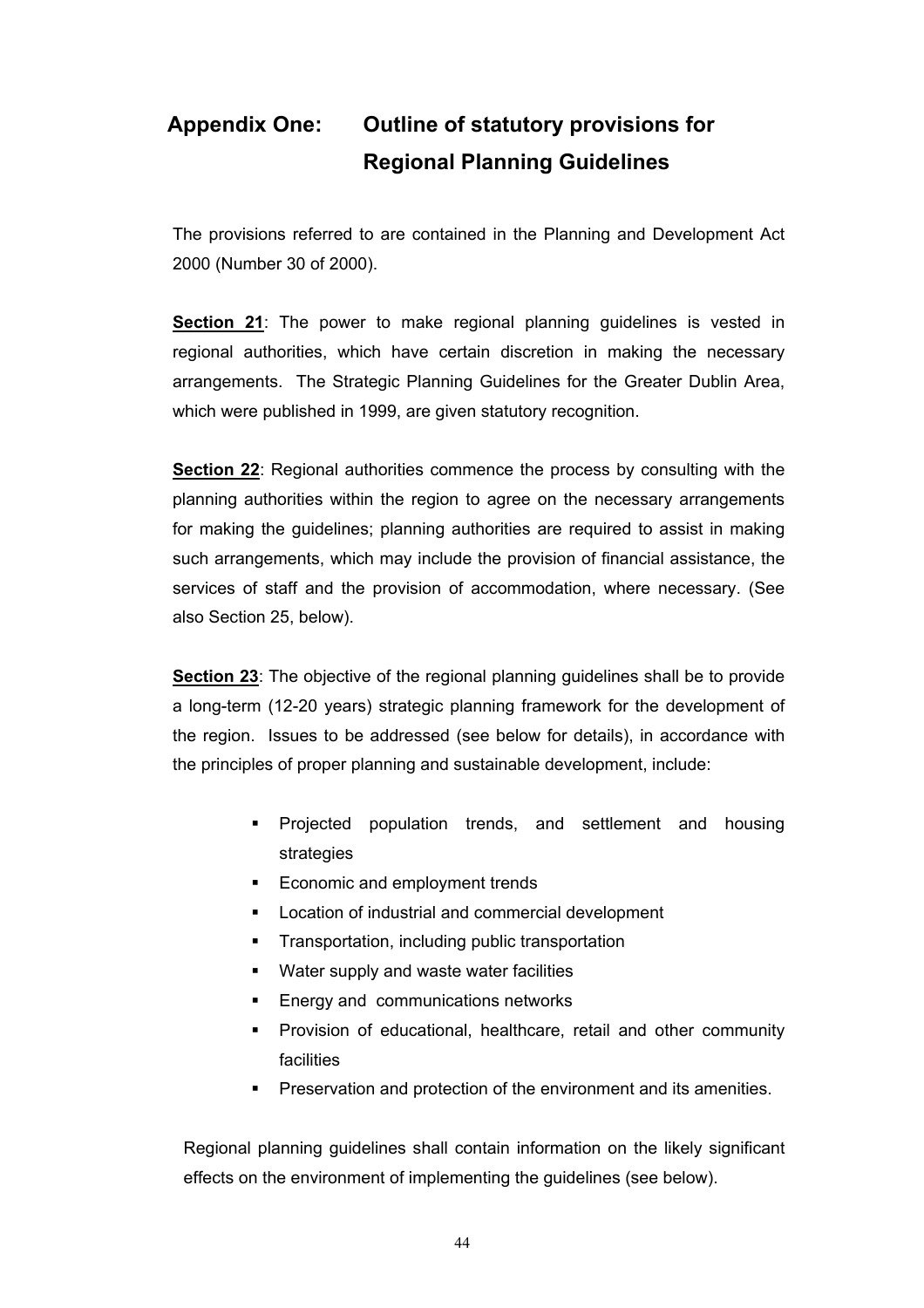# Appendix One: Outline of statutory provisions for Regional Planning Guidelines

The provisions referred to are contained in the Planning and Development Act 2000 (Number 30 of 2000).

**Section 21**: The power to make regional planning guidelines is vested in regional authorities, which have certain discretion in making the necessary arrangements. The Strategic Planning Guidelines for the Greater Dublin Area, which were published in 1999, are given statutory recognition.

**Section 22**: Regional authorities commence the process by consulting with the planning authorities within the region to agree on the necessary arrangements for making the guidelines; planning authorities are required to assist in making such arrangements, which may include the provision of financial assistance, the services of staff and the provision of accommodation, where necessary. (See also Section 25, below).

**Section 23**: The objective of the regional planning guidelines shall be to provide a long-term (12-20 years) strategic planning framework for the development of the region. Issues to be addressed (see below for details), in accordance with the principles of proper planning and sustainable development, include:

- Projected population trends, and settlement and housing strategies
- Economic and employment trends
- Location of industrial and commercial development
- Transportation, including public transportation
- Water supply and waste water facilities
- Energy and communications networks
- Provision of educational, healthcare, retail and other community facilities
- Preservation and protection of the environment and its amenities.

Regional planning guidelines shall contain information on the likely significant effects on the environment of implementing the guidelines (see below).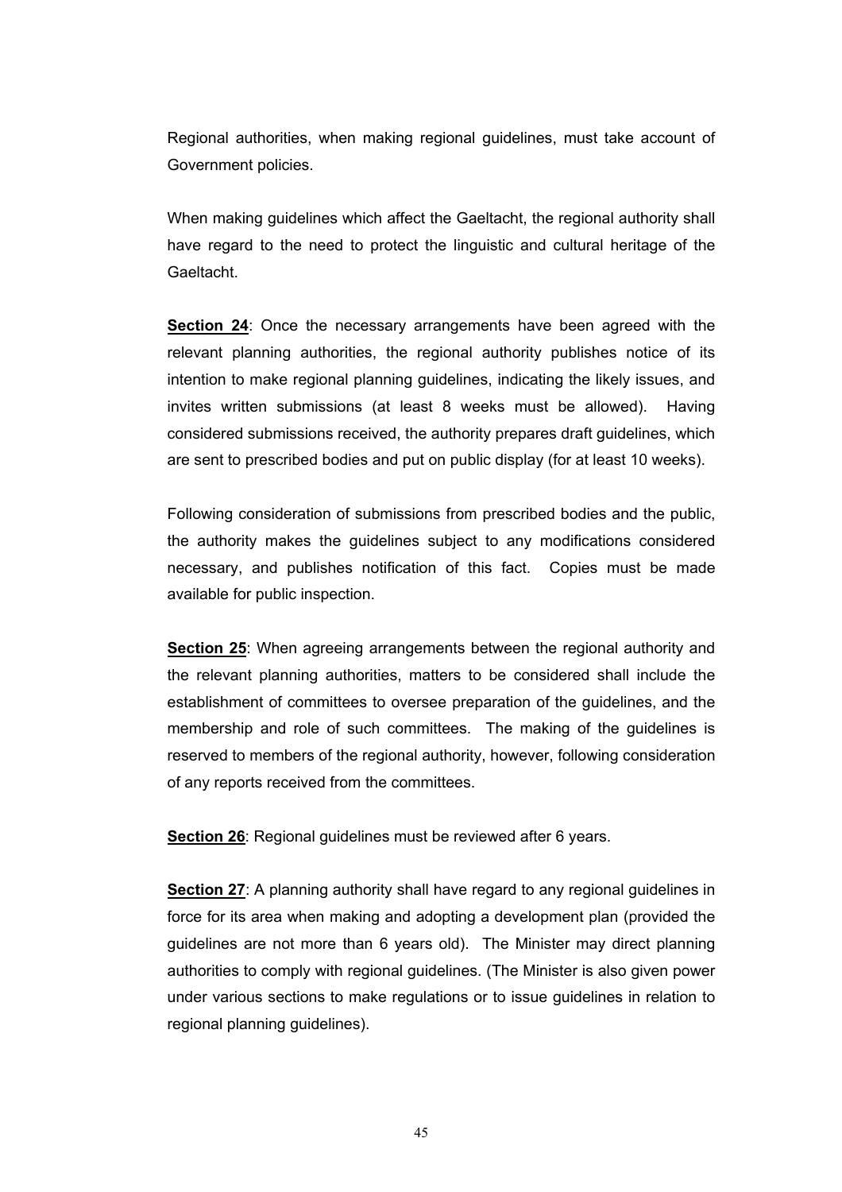Regional authorities, when making regional guidelines, must take account of Government policies.

When making guidelines which affect the Gaeltacht, the regional authority shall have regard to the need to protect the linguistic and cultural heritage of the Gaeltacht.

**Section 24**: Once the necessary arrangements have been agreed with the relevant planning authorities, the regional authority publishes notice of its intention to make regional planning guidelines, indicating the likely issues, and invites written submissions (at least 8 weeks must be allowed). Having considered submissions received, the authority prepares draft guidelines, which are sent to prescribed bodies and put on public display (for at least 10 weeks).

Following consideration of submissions from prescribed bodies and the public, the authority makes the guidelines subject to any modifications considered necessary, and publishes notification of this fact. Copies must be made available for public inspection.

**Section 25**: When agreeing arrangements between the regional authority and the relevant planning authorities, matters to be considered shall include the establishment of committees to oversee preparation of the guidelines, and the membership and role of such committees. The making of the guidelines is reserved to members of the regional authority, however, following consideration of any reports received from the committees.

**Section 26**: Regional guidelines must be reviewed after 6 years.

**Section 27**: A planning authority shall have regard to any regional guidelines in force for its area when making and adopting a development plan (provided the guidelines are not more than 6 years old). The Minister may direct planning authorities to comply with regional guidelines. (The Minister is also given power under various sections to make regulations or to issue guidelines in relation to regional planning guidelines).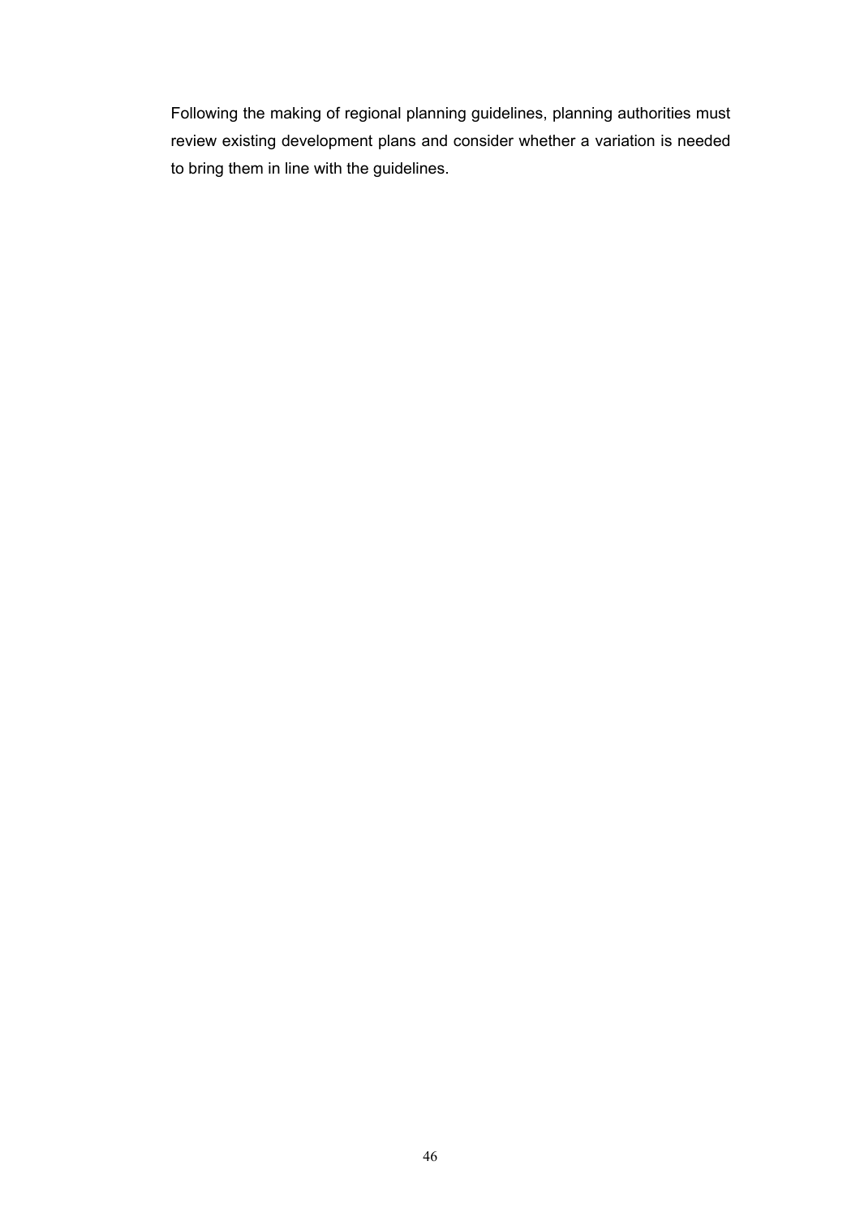Following the making of regional planning guidelines, planning authorities must review existing development plans and consider whether a variation is needed to bring them in line with the guidelines.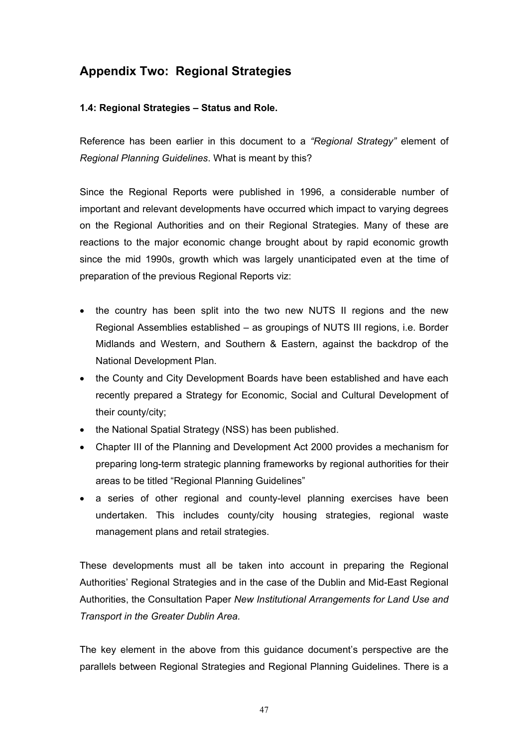# Appendix Two: Regional Strategies

### 1.4: Regional Strategies – Status and Role.

Reference has been earlier in this document to a *"Regional Strategy"* element of *Regional Planning Guidelines*. What is meant by this?

Since the Regional Reports were published in 1996, a considerable number of important and relevant developments have occurred which impact to varying degrees on the Regional Authorities and on their Regional Strategies. Many of these are reactions to the major economic change brought about by rapid economic growth since the mid 1990s, growth which was largely unanticipated even at the time of preparation of the previous Regional Reports viz:

- the country has been split into the two new NUTS II regions and the new Regional Assemblies established – as groupings of NUTS III regions, i.e. Border Midlands and Western, and Southern & Eastern, against the backdrop of the National Development Plan.
- the County and City Development Boards have been established and have each recently prepared a Strategy for Economic, Social and Cultural Development of their county/city;
- the National Spatial Strategy (NSS) has been published.
- Chapter III of the Planning and Development Act 2000 provides a mechanism for preparing long-term strategic planning frameworks by regional authorities for their areas to be titled "Regional Planning Guidelines"
- a series of other regional and county-level planning exercises have been undertaken. This includes county/city housing strategies, regional waste management plans and retail strategies.

These developments must all be taken into account in preparing the Regional Authorities' Regional Strategies and in the case of the Dublin and Mid-East Regional Authorities, the Consultation Paper *New Institutional Arrangements for Land Use and Transport in the Greater Dublin Area.*

The key element in the above from this guidance document's perspective are the parallels between Regional Strategies and Regional Planning Guidelines. There is a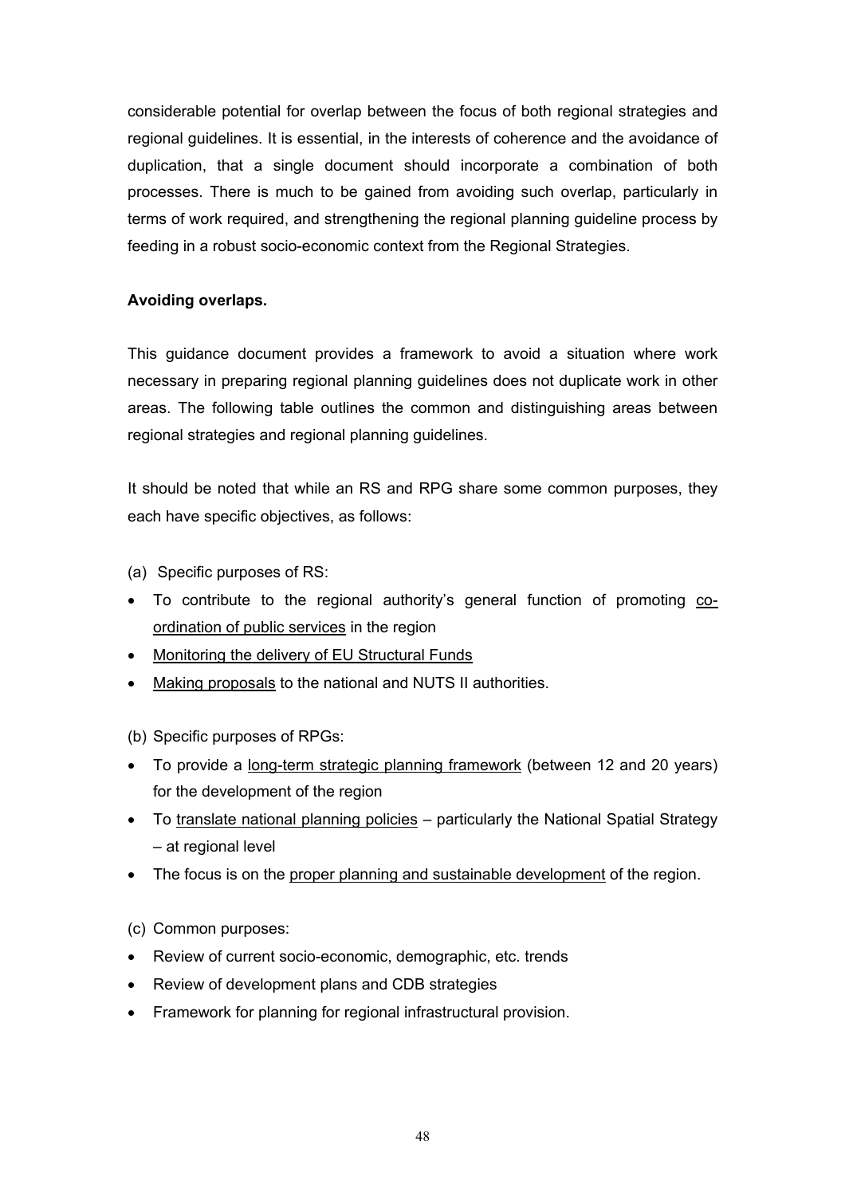considerable potential for overlap between the focus of both regional strategies and regional guidelines. It is essential, in the interests of coherence and the avoidance of duplication, that a single document should incorporate a combination of both processes. There is much to be gained from avoiding such overlap, particularly in terms of work required, and strengthening the regional planning guideline process by feeding in a robust socio-economic context from the Regional Strategies.

**Avoiding overlaps.**

This guidance document provides a framework to avoid a situation where work necessary in preparing regional planning guidelines does not duplicate work in other areas. The following table outlines the common and distinguishing areas between regional strategies and regional planning guidelines.

It should be noted that while an RS and RPG share some common purposes, they each have specific objectives, as follows:

(a) Specific purposes of RS:

- To contribute to the regional authority's general function of promoting <u>co-ordination of public services</u> in the region
- <u>Monitoring the delivery of EU Structural Funds</u>
- <u>Making proposals</u> to the national and NUTS II authorities.

(b) Specific purposes of RPGs:

- To provide a <u>long-term strategic planning framework</u> (between 12 and 20 years) for the development of the region
- To <u>translate national planning policies</u> – particularly the National Spatial Strategy – at regional level
- The focus is on the <u>proper planning and sustainable development</u> of the region.

(c) Common purposes:

- Review of current socio-economic, demographic, etc. trends
- Review of development plans and CDB strategies
- Framework for planning for regional infrastructural provision.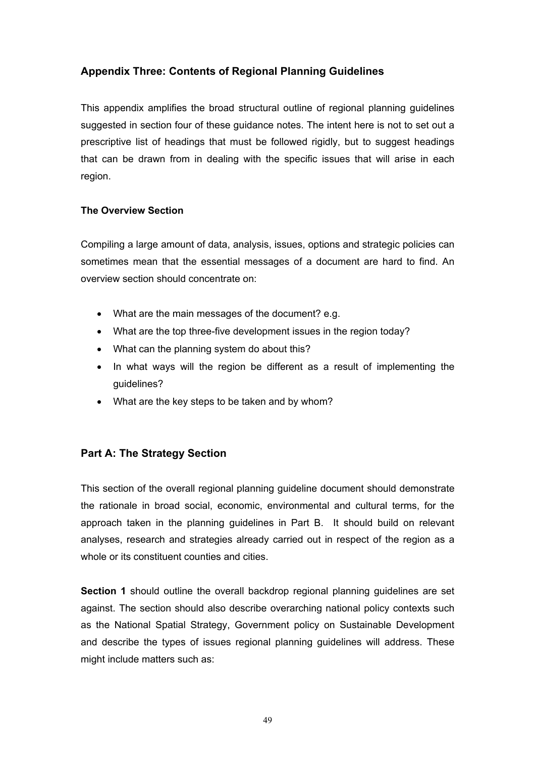## Appendix Three: Contents of Regional Planning Guidelines

This appendix amplifies the broad structural outline of regional planning guidelines suggested in section four of these guidance notes. The intent here is not to set out a prescriptive list of headings that must be followed rigidly, but to suggest headings that can be drawn from in dealing with the specific issues that will arise in each region.

### The Overview Section

Compiling a large amount of data, analysis, issues, options and strategic policies can sometimes mean that the essential messages of a document are hard to find. An overview section should concentrate on:

- What are the main messages of the document? e.g.
- What are the top three-five development issues in the region today?
- What can the planning system do about this?
- In what ways will the region be different as a result of implementing the guidelines?
- What are the key steps to be taken and by whom?

## Part A: The Strategy Section

This section of the overall regional planning guideline document should demonstrate the rationale in broad social, economic, environmental and cultural terms, for the approach taken in the planning guidelines in Part B. It should build on relevant analyses, research and strategies already carried out in respect of the region as a whole or its constituent counties and cities.

**Section 1** should outline the overall backdrop regional planning guidelines are set against. The section should also describe overarching national policy contexts such as the National Spatial Strategy, Government policy on Sustainable Development and describe the types of issues regional planning guidelines will address. These might include matters such as: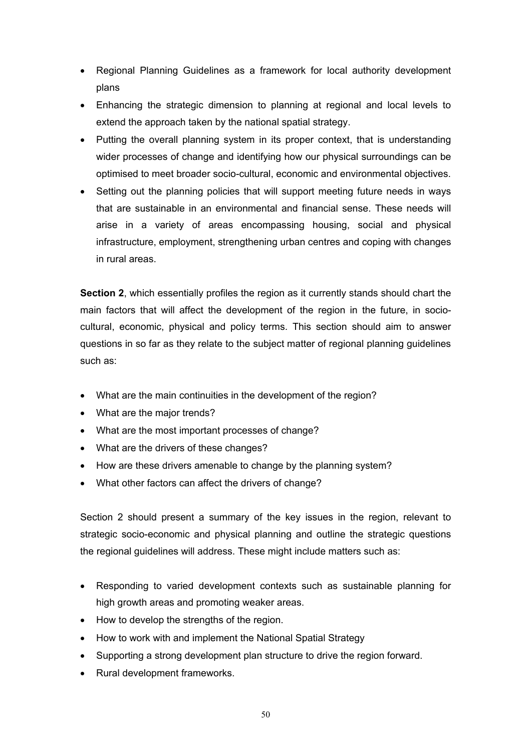- Regional Planning Guidelines as a framework for local authority development plans
- Enhancing the strategic dimension to planning at regional and local levels to extend the approach taken by the national spatial strategy.
- Putting the overall planning system in its proper context, that is understanding wider processes of change and identifying how our physical surroundings can be optimised to meet broader socio-cultural, economic and environmental objectives.
- Setting out the planning policies that will support meeting future needs in ways that are sustainable in an environmental and financial sense. These needs will arise in a variety of areas encompassing housing, social and physical infrastructure, employment, strengthening urban centres and coping with changes in rural areas.

**Section 2**, which essentially profiles the region as it currently stands should chart the main factors that will affect the development of the region in the future, in socio-cultural, economic, physical and policy terms. This section should aim to answer questions in so far as they relate to the subject matter of regional planning guidelines such as:

- What are the main continuities in the development of the region?
- What are the major trends?
- What are the most important processes of change?
- What are the drivers of these changes?
- How are these drivers amenable to change by the planning system?
- What other factors can affect the drivers of change?

Section 2 should present a summary of the key issues in the region, relevant to strategic socio-economic and physical planning and outline the strategic questions the regional guidelines will address. These might include matters such as:

- Responding to varied development contexts such as sustainable planning for high growth areas and promoting weaker areas.
- How to develop the strengths of the region.
- How to work with and implement the National Spatial Strategy
- Supporting a strong development plan structure to drive the region forward.
- Rural development frameworks.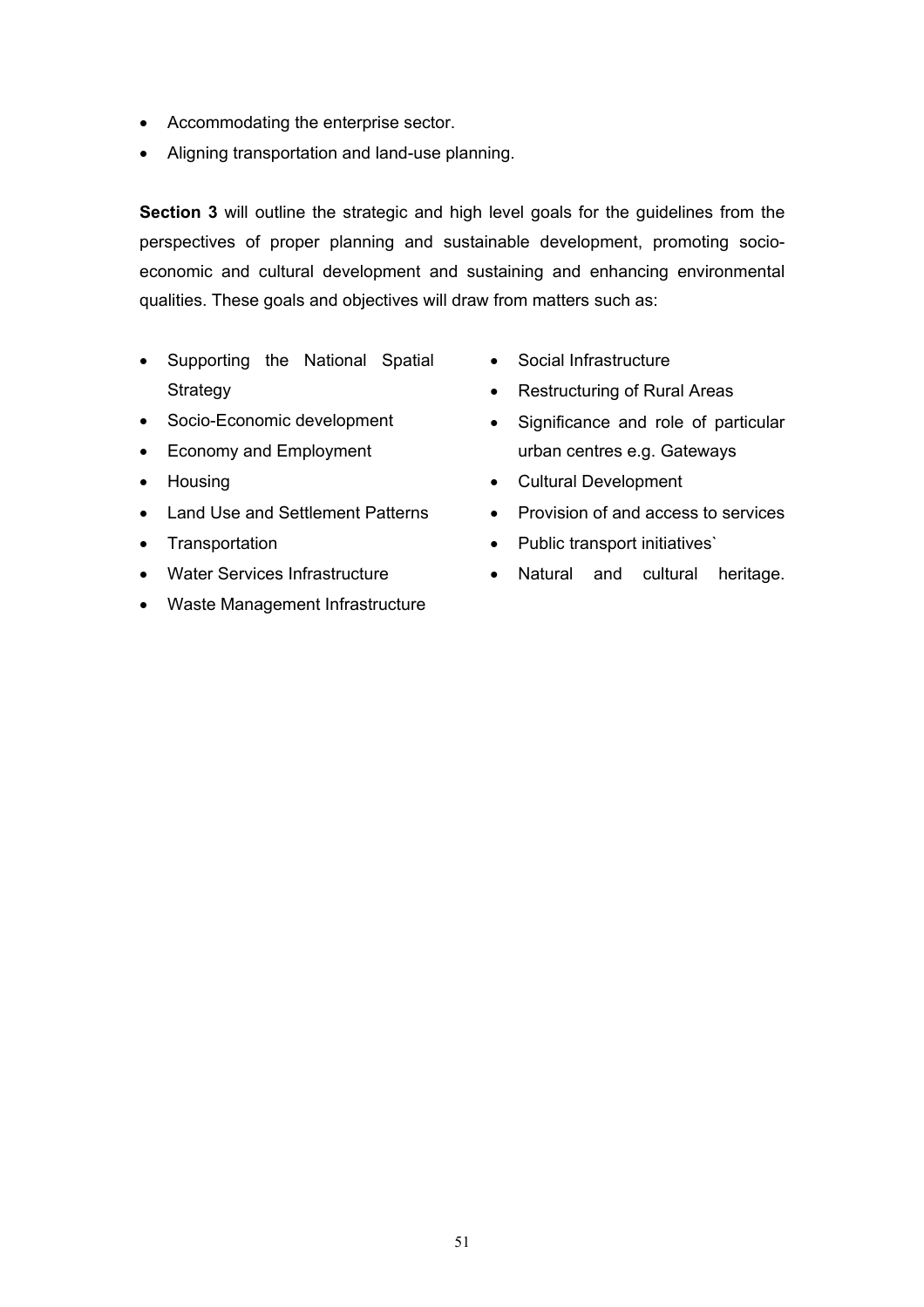- Accommodating the enterprise sector.
- Aligning transportation and land-use planning.

**Section 3** will outline the strategic and high level goals for the guidelines from the perspectives of proper planning and sustainable development, promoting socio-economic and cultural development and sustaining and enhancing environmental qualities. These goals and objectives will draw from matters such as:

- Supporting the National Spatial Strategy
- Socio-Economic development
- Economy and Employment
- Housing
- Land Use and Settlement Patterns
- Transportation
- Water Services Infrastructure
- Waste Management Infrastructure
- Social Infrastructure
- Restructuring of Rural Areas
- Significance and role of particular urban centres e.g. Gateways
- Cultural Development
- Provision of and access to services
- Public transport initiatives`
- Natural and cultural heritage.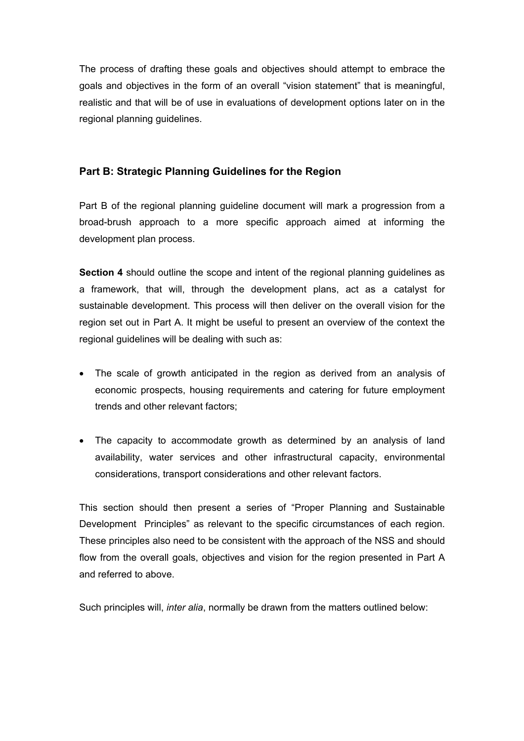The process of drafting these goals and objectives should attempt to embrace the goals and objectives in the form of an overall "vision statement" that is meaningful, realistic and that will be of use in evaluations of development options later on in the regional planning guidelines.

## Part B: Strategic Planning Guidelines for the Region

Part B of the regional planning guideline document will mark a progression from a broad-brush approach to a more specific approach aimed at informing the development plan process.

**Section 4** should outline the scope and intent of the regional planning guidelines as a framework, that will, through the development plans, act as a catalyst for sustainable development. This process will then deliver on the overall vision for the region set out in Part A. It might be useful to present an overview of the context the regional guidelines will be dealing with such as:

- The scale of growth anticipated in the region as derived from an analysis of economic prospects, housing requirements and catering for future employment trends and other relevant factors;

- The capacity to accommodate growth as determined by an analysis of land availability, water services and other infrastructural capacity, environmental considerations, transport considerations and other relevant factors.

This section should then present a series of "Proper Planning and Sustainable Development Principles" as relevant to the specific circumstances of each region. These principles also need to be consistent with the approach of the NSS and should flow from the overall goals, objectives and vision for the region presented in Part A and referred to above.

Such principles will, *inter alia*, normally be drawn from the matters outlined below: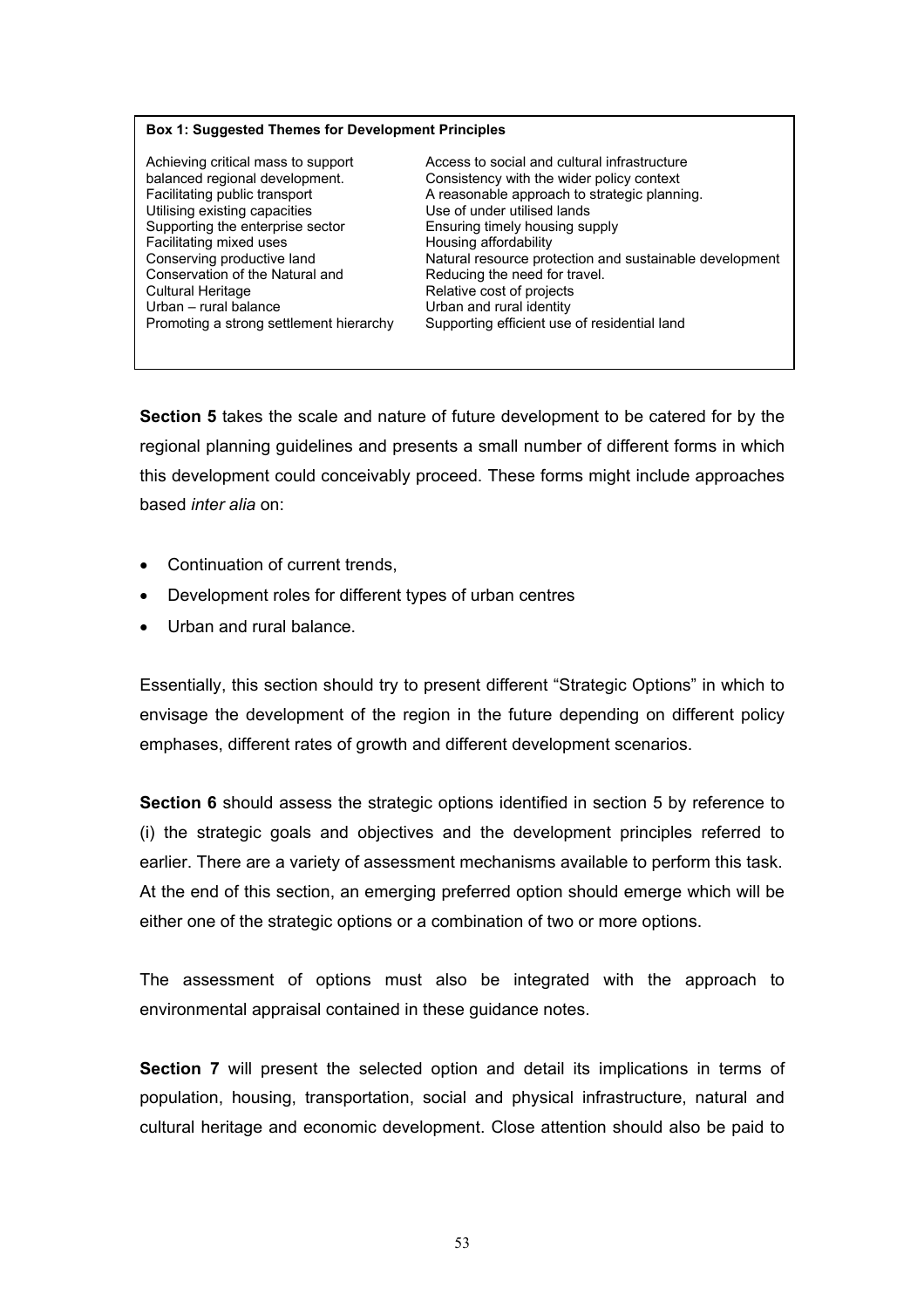**Box 1: Suggested Themes for Development Principles**

| | |
|---|---|
| Achieving critical mass to support balanced regional development. | Access to social and cultural infrastructure |
| Facilitating public transport | Consistency with the wider policy context |
| Utilising existing capacities | A reasonable approach to strategic planning. |
| Supporting the enterprise sector | Use of under utilised lands |
| Facilitating mixed uses | Ensuring timely housing supply |
| Conserving productive land | Housing affordability |
| Conservation of the Natural and Cultural Heritage | Natural resource protection and sustainable development |
| Urban – rural balance | Reducing the need for travel. |
| Promoting a strong settlement hierarchy | Relative cost of projects |
| | Urban and rural identity |
| | Supporting efficient use of residential land |

**Section 5** takes the scale and nature of future development to be catered for by the regional planning guidelines and presents a small number of different forms in which this development could conceivably proceed. These forms might include approaches based *inter alia* on:

- Continuation of current trends,
- Development roles for different types of urban centres
- Urban and rural balance.

Essentially, this section should try to present different "Strategic Options" in which to envisage the development of the region in the future depending on different policy emphases, different rates of growth and different development scenarios.

**Section 6** should assess the strategic options identified in section 5 by reference to (i) the strategic goals and objectives and the development principles referred to earlier. There are a variety of assessment mechanisms available to perform this task. At the end of this section, an emerging preferred option should emerge which will be either one of the strategic options or a combination of two or more options.

The assessment of options must also be integrated with the approach to environmental appraisal contained in these guidance notes.

**Section 7** will present the selected option and detail its implications in terms of population, housing, transportation, social and physical infrastructure, natural and cultural heritage and economic development. Close attention should also be paid to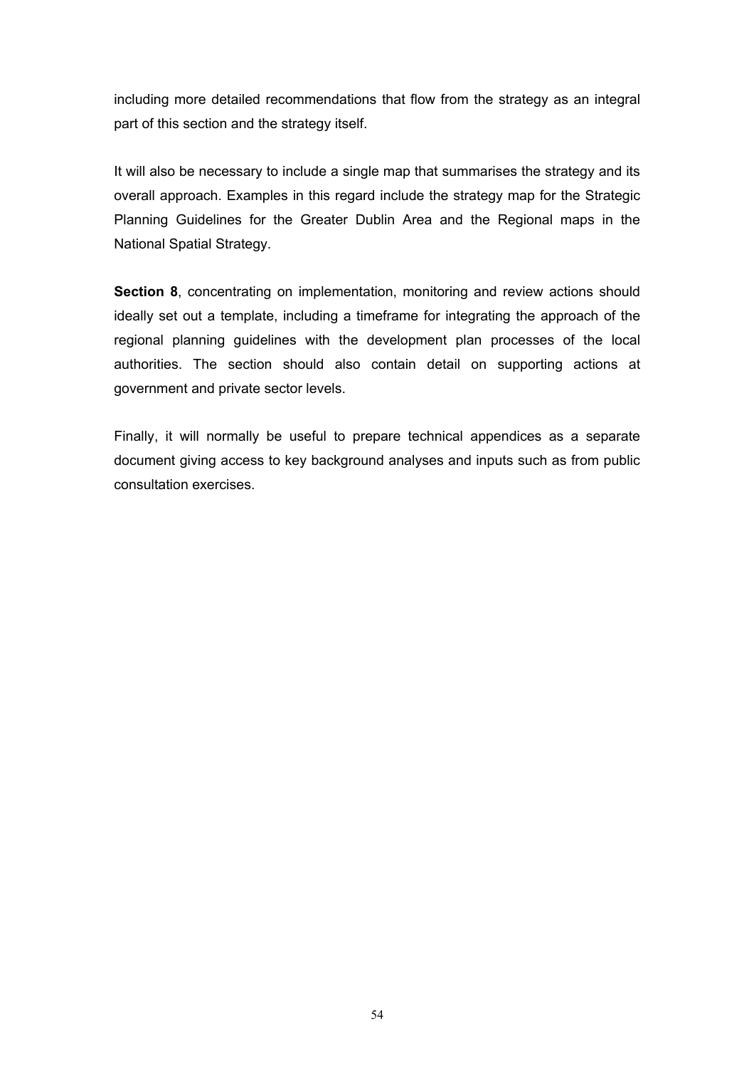including more detailed recommendations that flow from the strategy as an integral part of this section and the strategy itself.

It will also be necessary to include a single map that summarises the strategy and its overall approach. Examples in this regard include the strategy map for the Strategic Planning Guidelines for the Greater Dublin Area and the Regional maps in the National Spatial Strategy.

**Section 8**, concentrating on implementation, monitoring and review actions should ideally set out a template, including a timeframe for integrating the approach of the regional planning guidelines with the development plan processes of the local authorities. The section should also contain detail on supporting actions at government and private sector levels.

Finally, it will normally be useful to prepare technical appendices as a separate document giving access to key background analyses and inputs such as from public consultation exercises.